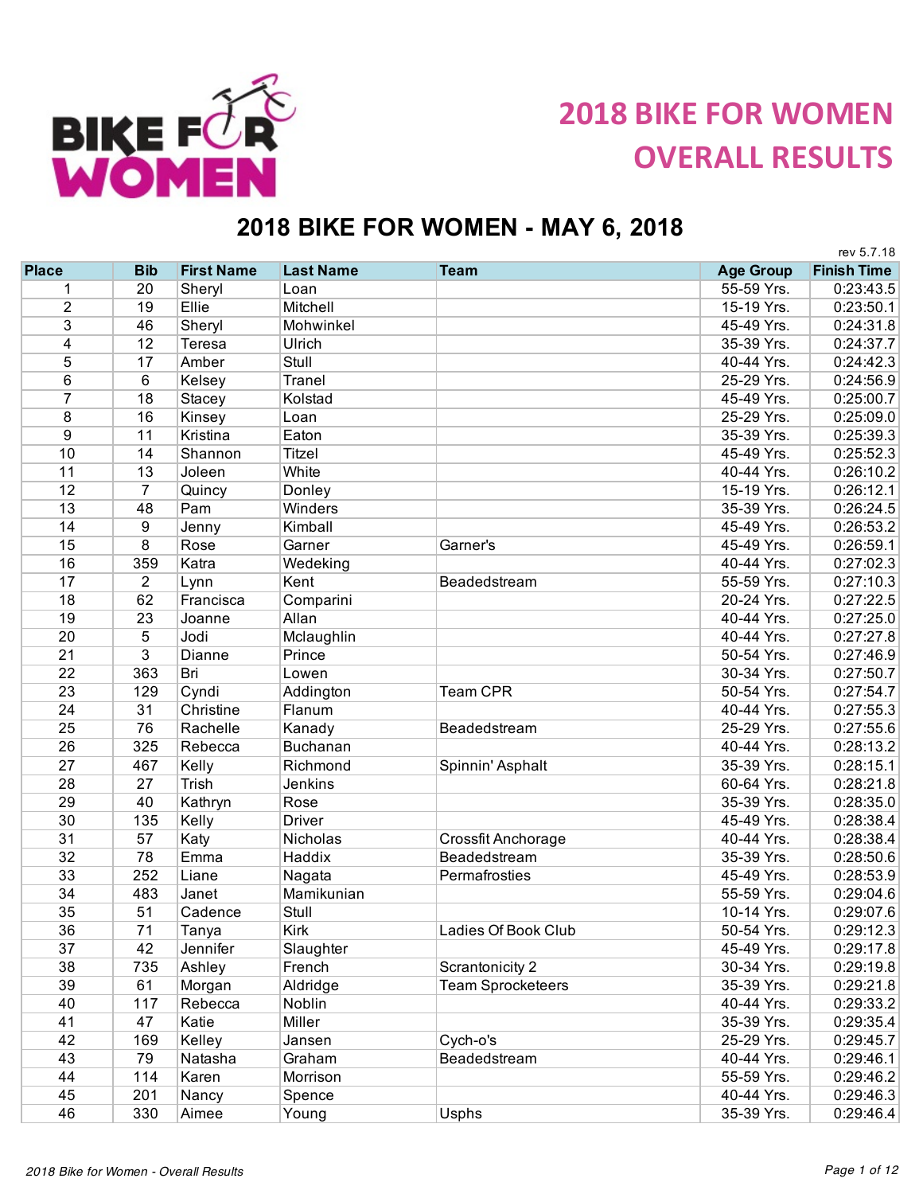# 2018 BIKE FOR WOMEN OVERALL RESULTS

## 2018 BIKE FOR WOMEN - MAY 6, 2018

rev 5.7.18

| Place | Bib | First Name | Last Name | Team | Age Group | Finish Time |
|---|---|---|---|---|---|---|
| 1 | 20 | Sheryl | Loan | | 55-59 Yrs. | 0:23:43.5 |
| 2 | 19 | Ellie | Mitchell | | 15-19 Yrs. | 0:23:50.1 |
| 3 | 46 | Sheryl | Mohwinkel | | 45-49 Yrs. | 0:24:31.8 |
| 4 | 12 | Teresa | Ulrich | | 35-39 Yrs. | 0:24:37.7 |
| 5 | 17 | Amber | Stull | | 40-44 Yrs. | 0:24:42.3 |
| 6 | 6 | Kelsey | Tranel | | 25-29 Yrs. | 0:24:56.9 |
| 7 | 18 | Stacey | Kolstad | | 45-49 Yrs. | 0:25:00.7 |
| 8 | 16 | Kinsey | Loan | | 25-29 Yrs. | 0:25:09.0 |
| 9 | 11 | Kristina | Eaton | | 35-39 Yrs. | 0:25:39.3 |
| 10 | 14 | Shannon | Titzel | | 45-49 Yrs. | 0:25:52.3 |
| 11 | 13 | Joleen | White | | 40-44 Yrs. | 0:26:10.2 |
| 12 | 7 | Quincy | Donley | | 15-19 Yrs. | 0:26:12.1 |
| 13 | 48 | Pam | Winders | | 35-39 Yrs. | 0:26:24.5 |
| 14 | 9 | Jenny | Kimball | | 45-49 Yrs. | 0:26:53.2 |
| 15 | 8 | Rose | Garner | Garner's | 45-49 Yrs. | 0:26:59.1 |
| 16 | 359 | Katra | Wedeking | | 40-44 Yrs. | 0:27:02.3 |
| 17 | 2 | Lynn | Kent | Beadedstream | 55-59 Yrs. | 0:27:10.3 |
| 18 | 62 | Francisca | Comparini | | 20-24 Yrs. | 0:27:22.5 |
| 19 | 23 | Joanne | Allan | | 40-44 Yrs. | 0:27:25.0 |
| 20 | 5 | Jodi | Mclaughlin | | 40-44 Yrs. | 0:27:27.8 |
| 21 | 3 | Dianne | Prince | | 50-54 Yrs. | 0:27:46.9 |
| 22 | 363 | Bri | Lowen | | 30-34 Yrs. | 0:27:50.7 |
| 23 | 129 | Cyndi | Addington | Team CPR | 50-54 Yrs. | 0:27:54.7 |
| 24 | 31 | Christine | Flanum | | 40-44 Yrs. | 0:27:55.3 |
| 25 | 76 | Rachelle | Kanady | Beadedstream | 25-29 Yrs. | 0:27:55.6 |
| 26 | 325 | Rebecca | Buchanan | | 40-44 Yrs. | 0:28:13.2 |
| 27 | 467 | Kelly | Richmond | Spinnin' Asphalt | 35-39 Yrs. | 0:28:15.1 |
| 28 | 27 | Trish | Jenkins | | 60-64 Yrs. | 0:28:21.8 |
| 29 | 40 | Kathryn | Rose | | 35-39 Yrs. | 0:28:35.0 |
| 30 | 135 | Kelly | Driver | | 45-49 Yrs. | 0:28:38.4 |
| 31 | 57 | Katy | Nicholas | Crossfit Anchorage | 40-44 Yrs. | 0:28:38.4 |
| 32 | 78 | Emma | Haddix | Beadedstream | 35-39 Yrs. | 0:28:50.6 |
| 33 | 252 | Liane | Nagata | Permafrosties | 45-49 Yrs. | 0:28:53.9 |
| 34 | 483 | Janet | Mamikunian | | 55-59 Yrs. | 0:29:04.6 |
| 35 | 51 | Cadence | Stull | | 10-14 Yrs. | 0:29:07.6 |
| 36 | 71 | Tanya | Kirk | Ladies Of Book Club | 50-54 Yrs. | 0:29:12.3 |
| 37 | 42 | Jennifer | Slaughter | | 45-49 Yrs. | 0:29:17.8 |
| 38 | 735 | Ashley | French | Scrantonicity 2 | 30-34 Yrs. | 0:29:19.8 |
| 39 | 61 | Morgan | Aldridge | Team Sprocketeers | 35-39 Yrs. | 0:29:21.8 |
| 40 | 117 | Rebecca | Noblin | | 40-44 Yrs. | 0:29:33.2 |
| 41 | 47 | Katie | Miller | | 35-39 Yrs. | 0:29:35.4 |
| 42 | 169 | Kelley | Jansen | Cych-o's | 25-29 Yrs. | 0:29:45.7 |
| 43 | 79 | Natasha | Graham | Beadedstream | 40-44 Yrs. | 0:29:46.1 |
| 44 | 114 | Karen | Morrison | | 55-59 Yrs. | 0:29:46.2 |
| 45 | 201 | Nancy | Spence | | 40-44 Yrs. | 0:29:46.3 |
| 46 | 330 | Aimee | Young | Usphs | 35-39 Yrs. | 0:29:46.4 |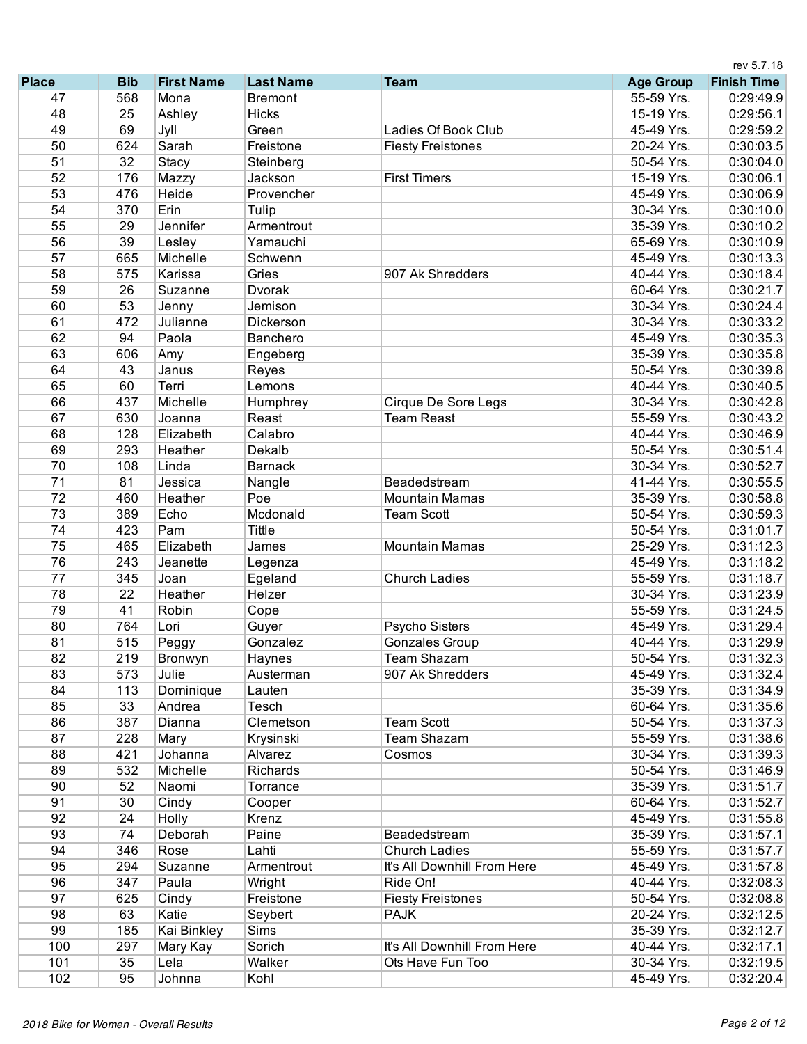rev 5.7.18

| Place | Bib | First Name | Last Name | Team | Age Group | Finish Time |
|---|---|---|---|---|---|---|
| 47 | 568 | Mona | Bremont | | 55-59 Yrs. | 0:29:49.9 |
| 48 | 25 | Ashley | Hicks | | 15-19 Yrs. | 0:29:56.1 |
| 49 | 69 | Jyll | Green | Ladies Of Book Club | 45-49 Yrs. | 0:29:59.2 |
| 50 | 624 | Sarah | Freistone | Fiesty Freistones | 20-24 Yrs. | 0:30:03.5 |
| 51 | 32 | Stacy | Steinberg | | 50-54 Yrs. | 0:30:04.0 |
| 52 | 176 | Mazzy | Jackson | First Timers | 15-19 Yrs. | 0:30:06.1 |
| 53 | 476 | Heide | Provencher | | 45-49 Yrs. | 0:30:06.9 |
| 54 | 370 | Erin | Tulip | | 30-34 Yrs. | 0:30:10.0 |
| 55 | 29 | Jennifer | Armentrout | | 35-39 Yrs. | 0:30:10.2 |
| 56 | 39 | Lesley | Yamauchi | | 65-69 Yrs. | 0:30:10.9 |
| 57 | 665 | Michelle | Schwenn | | 45-49 Yrs. | 0:30:13.3 |
| 58 | 575 | Karissa | Gries | 907 Ak Shredders | 40-44 Yrs. | 0:30:18.4 |
| 59 | 26 | Suzanne | Dvorak | | 60-64 Yrs. | 0:30:21.7 |
| 60 | 53 | Jenny | Jemison | | 30-34 Yrs. | 0:30:24.4 |
| 61 | 472 | Julianne | Dickerson | | 30-34 Yrs. | 0:30:33.2 |
| 62 | 94 | Paola | Banchero | | 45-49 Yrs. | 0:30:35.3 |
| 63 | 606 | Amy | Engeberg | | 35-39 Yrs. | 0:30:35.8 |
| 64 | 43 | Janus | Reyes | | 50-54 Yrs. | 0:30:39.8 |
| 65 | 60 | Terri | Lemons | | 40-44 Yrs. | 0:30:40.5 |
| 66 | 437 | Michelle | Humphrey | Cirque De Sore Legs | 30-34 Yrs. | 0:30:42.8 |
| 67 | 630 | Joanna | Reast | Team Reast | 55-59 Yrs. | 0:30:43.2 |
| 68 | 128 | Elizabeth | Calabro | | 40-44 Yrs. | 0:30:46.9 |
| 69 | 293 | Heather | Dekalb | | 50-54 Yrs. | 0:30:51.4 |
| 70 | 108 | Linda | Barnack | | 30-34 Yrs. | 0:30:52.7 |
| 71 | 81 | Jessica | Nangle | Beadedstream | 41-44 Yrs. | 0:30:55.5 |
| 72 | 460 | Heather | Poe | Mountain Mamas | 35-39 Yrs. | 0:30:58.8 |
| 73 | 389 | Echo | Mcdonald | Team Scott | 50-54 Yrs. | 0:30:59.3 |
| 74 | 423 | Pam | Tittle | | 50-54 Yrs. | 0:31:01.7 |
| 75 | 465 | Elizabeth | James | Mountain Mamas | 25-29 Yrs. | 0:31:12.3 |
| 76 | 243 | Jeanette | Legenza | | 45-49 Yrs. | 0:31:18.2 |
| 77 | 345 | Joan | Egeland | Church Ladies | 55-59 Yrs. | 0:31:18.7 |
| 78 | 22 | Heather | Helzer | | 30-34 Yrs. | 0:31:23.9 |
| 79 | 41 | Robin | Cope | | 55-59 Yrs. | 0:31:24.5 |
| 80 | 764 | Lori | Guyer | Psycho Sisters | 45-49 Yrs. | 0:31:29.4 |
| 81 | 515 | Peggy | Gonzalez | Gonzales Group | 40-44 Yrs. | 0:31:29.9 |
| 82 | 219 | Bronwyn | Haynes | Team Shazam | 50-54 Yrs. | 0:31:32.3 |
| 83 | 573 | Julie | Austerman | 907 Ak Shredders | 45-49 Yrs. | 0:31:32.4 |
| 84 | 113 | Dominique | Lauten | | 35-39 Yrs. | 0:31:34.9 |
| 85 | 33 | Andrea | Tesch | | 60-64 Yrs. | 0:31:35.6 |
| 86 | 387 | Dianna | Clemetson | Team Scott | 50-54 Yrs. | 0:31:37.3 |
| 87 | 228 | Mary | Krysinski | Team Shazam | 55-59 Yrs. | 0:31:38.6 |
| 88 | 421 | Johanna | Alvarez | Cosmos | 30-34 Yrs. | 0:31:39.3 |
| 89 | 532 | Michelle | Richards | | 50-54 Yrs. | 0:31:46.9 |
| 90 | 52 | Naomi | Torrance | | 35-39 Yrs. | 0:31:51.7 |
| 91 | 30 | Cindy | Cooper | | 60-64 Yrs. | 0:31:52.7 |
| 92 | 24 | Holly | Krenz | | 45-49 Yrs. | 0:31:55.8 |
| 93 | 74 | Deborah | Paine | Beadedstream | 35-39 Yrs. | 0:31:57.1 |
| 94 | 346 | Rose | Lahti | Church Ladies | 55-59 Yrs. | 0:31:57.7 |
| 95 | 294 | Suzanne | Armentrout | It's All Downhill From Here | 45-49 Yrs. | 0:31:57.8 |
| 96 | 347 | Paula | Wright | Ride On! | 40-44 Yrs. | 0:32:08.3 |
| 97 | 625 | Cindy | Freistone | Fiesty Freistones | 50-54 Yrs. | 0:32:08.8 |
| 98 | 63 | Katie | Seybert | PAJK | 20-24 Yrs. | 0:32:12.5 |
| 99 | 185 | Kai Binkley | Sims | | 35-39 Yrs. | 0:32:12.7 |
| 100 | 297 | Mary Kay | Sorich | It's All Downhill From Here | 40-44 Yrs. | 0:32:17.1 |
| 101 | 35 | Lela | Walker | Ots Have Fun Too | 30-34 Yrs. | 0:32:19.5 |
| 102 | 95 | Johnna | Kohl | | 45-49 Yrs. | 0:32:20.4 |

*2018 Bike for Women - Overall Results*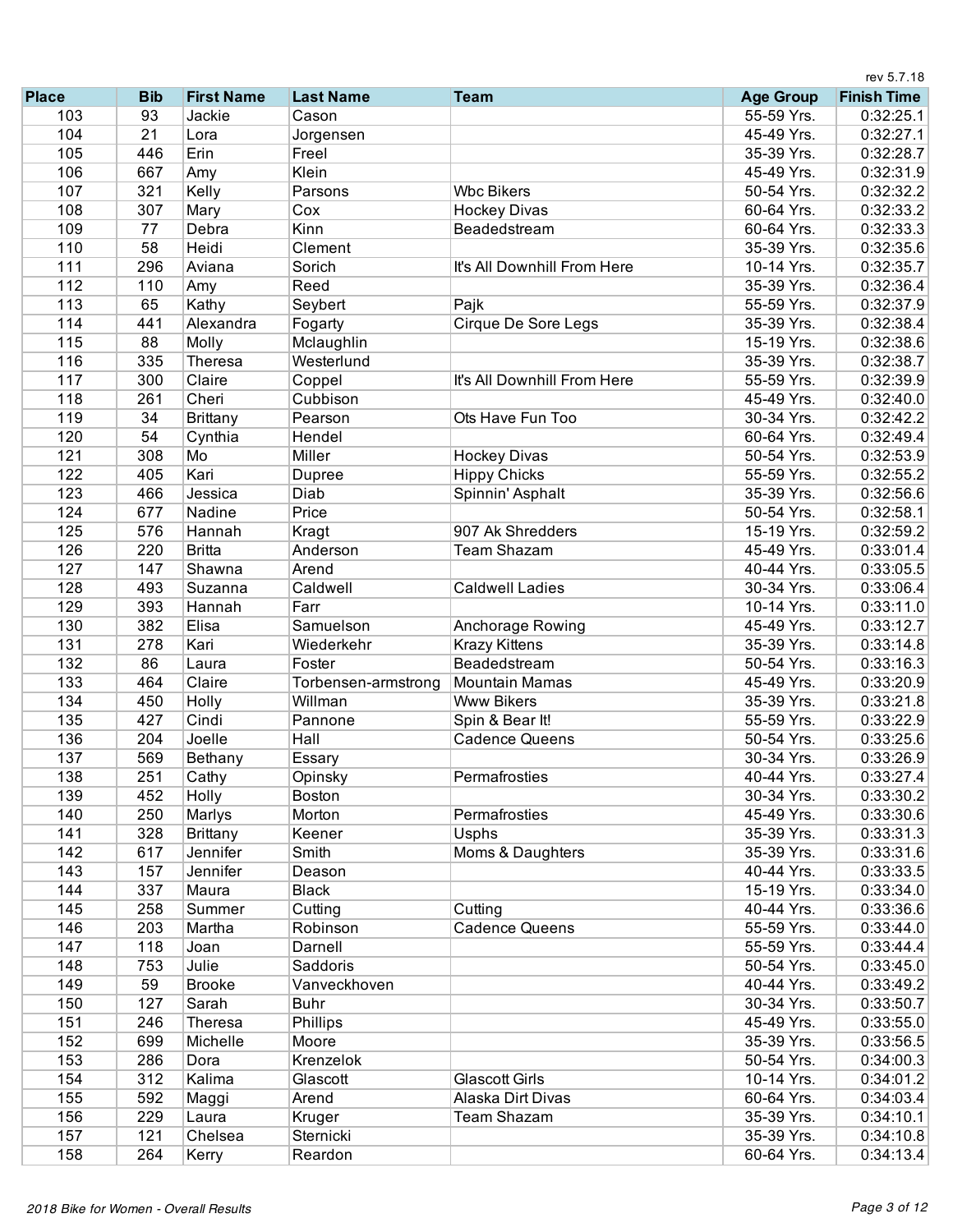rev 5.7.18

| Place | Bib | First Name | Last Name | Team | Age Group | Finish Time |
|---|---|---|---|---|---|---|
| 103 | 93 | Jackie | Cason | | 55-59 Yrs. | 0:32:25.1 |
| 104 | 21 | Lora | Jorgensen | | 45-49 Yrs. | 0:32:27.1 |
| 105 | 446 | Erin | Freel | | 35-39 Yrs. | 0:32:28.7 |
| 106 | 667 | Amy | Klein | | 45-49 Yrs. | 0:32:31.9 |
| 107 | 321 | Kelly | Parsons | Wbc Bikers | 50-54 Yrs. | 0:32:32.2 |
| 108 | 307 | Mary | Cox | Hockey Divas | 60-64 Yrs. | 0:32:33.2 |
| 109 | 77 | Debra | Kinn | Beadedstream | 60-64 Yrs. | 0:32:33.3 |
| 110 | 58 | Heidi | Clement | | 35-39 Yrs. | 0:32:35.6 |
| 111 | 296 | Aviana | Sorich | It's All Downhill From Here | 10-14 Yrs. | 0:32:35.7 |
| 112 | 110 | Amy | Reed | | 35-39 Yrs. | 0:32:36.4 |
| 113 | 65 | Kathy | Seybert | Pajk | 55-59 Yrs. | 0:32:37.9 |
| 114 | 441 | Alexandra | Fogarty | Cirque De Sore Legs | 35-39 Yrs. | 0:32:38.4 |
| 115 | 88 | Molly | Mclaughlin | | 15-19 Yrs. | 0:32:38.6 |
| 116 | 335 | Theresa | Westerlund | | 35-39 Yrs. | 0:32:38.7 |
| 117 | 300 | Claire | Coppel | It's All Downhill From Here | 55-59 Yrs. | 0:32:39.9 |
| 118 | 261 | Cheri | Cubbison | | 45-49 Yrs. | 0:32:40.0 |
| 119 | 34 | Brittany | Pearson | Ots Have Fun Too | 30-34 Yrs. | 0:32:42.2 |
| 120 | 54 | Cynthia | Hendel | | 60-64 Yrs. | 0:32:49.4 |
| 121 | 308 | Mo | Miller | Hockey Divas | 50-54 Yrs. | 0:32:53.9 |
| 122 | 405 | Kari | Dupree | Hippy Chicks | 55-59 Yrs. | 0:32:55.2 |
| 123 | 466 | Jessica | Diab | Spinnin' Asphalt | 35-39 Yrs. | 0:32:56.6 |
| 124 | 677 | Nadine | Price | | 50-54 Yrs. | 0:32:58.1 |
| 125 | 576 | Hannah | Kragt | 907 Ak Shredders | 15-19 Yrs. | 0:32:59.2 |
| 126 | 220 | Britta | Anderson | Team Shazam | 45-49 Yrs. | 0:33:01.4 |
| 127 | 147 | Shawna | Arend | | 40-44 Yrs. | 0:33:05.5 |
| 128 | 493 | Suzanna | Caldwell | Caldwell Ladies | 30-34 Yrs. | 0:33:06.4 |
| 129 | 393 | Hannah | Farr | | 10-14 Yrs. | 0:33:11.0 |
| 130 | 382 | Elisa | Samuelson | Anchorage Rowing | 45-49 Yrs. | 0:33:12.7 |
| 131 | 278 | Kari | Wiederkehr | Krazy Kittens | 35-39 Yrs. | 0:33:14.8 |
| 132 | 86 | Laura | Foster | Beadedstream | 50-54 Yrs. | 0:33:16.3 |
| 133 | 464 | Claire | Torbensen-armstrong | Mountain Mamas | 45-49 Yrs. | 0:33:20.9 |
| 134 | 450 | Holly | Willman | Www Bikers | 35-39 Yrs. | 0:33:21.8 |
| 135 | 427 | Cindi | Pannone | Spin & Bear It! | 55-59 Yrs. | 0:33:22.9 |
| 136 | 204 | Joelle | Hall | Cadence Queens | 50-54 Yrs. | 0:33:25.6 |
| 137 | 569 | Bethany | Essary | | 30-34 Yrs. | 0:33:26.9 |
| 138 | 251 | Cathy | Opinsky | Permafrosties | 40-44 Yrs. | 0:33:27.4 |
| 139 | 452 | Holly | Boston | | 30-34 Yrs. | 0:33:30.2 |
| 140 | 250 | Marlys | Morton | Permafrosties | 45-49 Yrs. | 0:33:30.6 |
| 141 | 328 | Brittany | Keener | Usphs | 35-39 Yrs. | 0:33:31.3 |
| 142 | 617 | Jennifer | Smith | Moms & Daughters | 35-39 Yrs. | 0:33:31.6 |
| 143 | 157 | Jennifer | Deason | | 40-44 Yrs. | 0:33:33.5 |
| 144 | 337 | Maura | Black | | 15-19 Yrs. | 0:33:34.0 |
| 145 | 258 | Summer | Cutting | Cutting | 40-44 Yrs. | 0:33:36.6 |
| 146 | 203 | Martha | Robinson | Cadence Queens | 55-59 Yrs. | 0:33:44.0 |
| 147 | 118 | Joan | Darnell | | 55-59 Yrs. | 0:33:44.4 |
| 148 | 753 | Julie | Saddoris | | 50-54 Yrs. | 0:33:45.0 |
| 149 | 59 | Brooke | Vanveckhoven | | 40-44 Yrs. | 0:33:49.2 |
| 150 | 127 | Sarah | Buhr | | 30-34 Yrs. | 0:33:50.7 |
| 151 | 246 | Theresa | Phillips | | 45-49 Yrs. | 0:33:55.0 |
| 152 | 699 | Michelle | Moore | | 35-39 Yrs. | 0:33:56.5 |
| 153 | 286 | Dora | Krenzelok | | 50-54 Yrs. | 0:34:00.3 |
| 154 | 312 | Kalima | Glascott | Glascott Girls | 10-14 Yrs. | 0:34:01.2 |
| 155 | 592 | Maggi | Arend | Alaska Dirt Divas | 60-64 Yrs. | 0:34:03.4 |
| 156 | 229 | Laura | Kruger | Team Shazam | 35-39 Yrs. | 0:34:10.1 |
| 157 | 121 | Chelsea | Sternicki | | 35-39 Yrs. | 0:34:10.8 |
| 158 | 264 | Kerry | Reardon | | 60-64 Yrs. | 0:34:13.4 |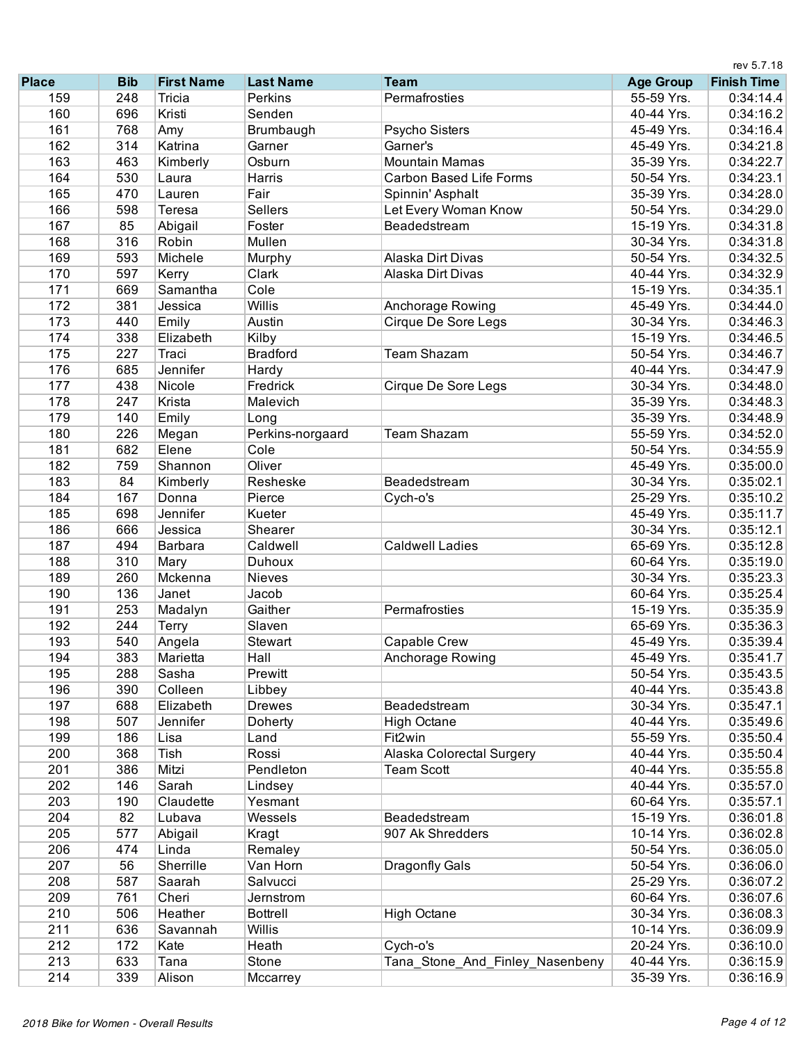rev 5.7.18

| Place | Bib | First Name | Last Name | Team | Age Group | Finish Time |
|---|---|---|---|---|---|---|
| 159 | 248 | Tricia | Perkins | Permafrosties | 55-59 Yrs. | 0:34:14.4 |
| 160 | 696 | Kristi | Senden | | 40-44 Yrs. | 0:34:16.2 |
| 161 | 768 | Amy | Brumbaugh | Psycho Sisters | 45-49 Yrs. | 0:34:16.4 |
| 162 | 314 | Katrina | Garner | Garner's | 45-49 Yrs. | 0:34:21.8 |
| 163 | 463 | Kimberly | Osburn | Mountain Mamas | 35-39 Yrs. | 0:34:22.7 |
| 164 | 530 | Laura | Harris | Carbon Based Life Forms | 50-54 Yrs. | 0:34:23.1 |
| 165 | 470 | Lauren | Fair | Spinnin' Asphalt | 35-39 Yrs. | 0:34:28.0 |
| 166 | 598 | Teresa | Sellers | Let Every Woman Know | 50-54 Yrs. | 0:34:29.0 |
| 167 | 85 | Abigail | Foster | Beadedstream | 15-19 Yrs. | 0:34:31.8 |
| 168 | 316 | Robin | Mullen | | 30-34 Yrs. | 0:34:31.8 |
| 169 | 593 | Michele | Murphy | Alaska Dirt Divas | 50-54 Yrs. | 0:34:32.5 |
| 170 | 597 | Kerry | Clark | Alaska Dirt Divas | 40-44 Yrs. | 0:34:32.9 |
| 171 | 669 | Samantha | Cole | | 15-19 Yrs. | 0:34:35.1 |
| 172 | 381 | Jessica | Willis | Anchorage Rowing | 45-49 Yrs. | 0:34:44.0 |
| 173 | 440 | Emily | Austin | Cirque De Sore Legs | 30-34 Yrs. | 0:34:46.3 |
| 174 | 338 | Elizabeth | Kilby | | 15-19 Yrs. | 0:34:46.5 |
| 175 | 227 | Traci | Bradford | Team Shazam | 50-54 Yrs. | 0:34:46.7 |
| 176 | 685 | Jennifer | Hardy | | 40-44 Yrs. | 0:34:47.9 |
| 177 | 438 | Nicole | Fredrick | Cirque De Sore Legs | 30-34 Yrs. | 0:34:48.0 |
| 178 | 247 | Krista | Malevich | | 35-39 Yrs. | 0:34:48.3 |
| 179 | 140 | Emily | Long | | 35-39 Yrs. | 0:34:48.9 |
| 180 | 226 | Megan | Perkins-norgaard | Team Shazam | 55-59 Yrs. | 0:34:52.0 |
| 181 | 682 | Elene | Cole | | 50-54 Yrs. | 0:34:55.9 |
| 182 | 759 | Shannon | Oliver | | 45-49 Yrs. | 0:35:00.0 |
| 183 | 84 | Kimberly | Resheske | Beadedstream | 30-34 Yrs. | 0:35:02.1 |
| 184 | 167 | Donna | Pierce | Cych-o's | 25-29 Yrs. | 0:35:10.2 |
| 185 | 698 | Jennifer | Kueter | | 45-49 Yrs. | 0:35:11.7 |
| 186 | 666 | Jessica | Shearer | | 30-34 Yrs. | 0:35:12.1 |
| 187 | 494 | Barbara | Caldwell | Caldwell Ladies | 65-69 Yrs. | 0:35:12.8 |
| 188 | 310 | Mary | Duhoux | | 60-64 Yrs. | 0:35:19.0 |
| 189 | 260 | Mckenna | Nieves | | 30-34 Yrs. | 0:35:23.3 |
| 190 | 136 | Janet | Jacob | | 60-64 Yrs. | 0:35:25.4 |
| 191 | 253 | Madalyn | Gaither | Permafrosties | 15-19 Yrs. | 0:35:35.9 |
| 192 | 244 | Terry | Slaven | | 65-69 Yrs. | 0:35:36.3 |
| 193 | 540 | Angela | Stewart | Capable Crew | 45-49 Yrs. | 0:35:39.4 |
| 194 | 383 | Marietta | Hall | Anchorage Rowing | 45-49 Yrs. | 0:35:41.7 |
| 195 | 288 | Sasha | Prewitt | | 50-54 Yrs. | 0:35:43.5 |
| 196 | 390 | Colleen | Libbey | | 40-44 Yrs. | 0:35:43.8 |
| 197 | 688 | Elizabeth | Drewes | Beadedstream | 30-34 Yrs. | 0:35:47.1 |
| 198 | 507 | Jennifer | Doherty | High Octane | 40-44 Yrs. | 0:35:49.6 |
| 199 | 186 | Lisa | Land | Fit2win | 55-59 Yrs. | 0:35:50.4 |
| 200 | 368 | Tish | Rossi | Alaska Colorectal Surgery | 40-44 Yrs. | 0:35:50.4 |
| 201 | 386 | Mitzi | Pendleton | Team Scott | 40-44 Yrs. | 0:35:55.8 |
| 202 | 146 | Sarah | Lindsey | | 40-44 Yrs. | 0:35:57.0 |
| 203 | 190 | Claudette | Yesmant | | 60-64 Yrs. | 0:35:57.1 |
| 204 | 82 | Lubava | Wessels | Beadedstream | 15-19 Yrs. | 0:36:01.8 |
| 205 | 577 | Abigail | Kragt | 907 Ak Shredders | 10-14 Yrs. | 0:36:02.8 |
| 206 | 474 | Linda | Remaley | | 50-54 Yrs. | 0:36:05.0 |
| 207 | 56 | Sherrille | Van Horn | Dragonfly Gals | 50-54 Yrs. | 0:36:06.0 |
| 208 | 587 | Saarah | Salvucci | | 25-29 Yrs. | 0:36:07.2 |
| 209 | 761 | Cheri | Jernstrom | | 60-64 Yrs. | 0:36:07.6 |
| 210 | 506 | Heather | Bottrell | High Octane | 30-34 Yrs. | 0:36:08.3 |
| 211 | 636 | Savannah | Willis | | 10-14 Yrs. | 0:36:09.9 |
| 212 | 172 | Kate | Heath | Cych-o's | 20-24 Yrs. | 0:36:10.0 |
| 213 | 633 | Tana | Stone | Tana_Stone_And_Finley_Nasenbeny | 40-44 Yrs. | 0:36:15.9 |
| 214 | 339 | Alison | Mccarrey | | 35-39 Yrs. | 0:36:16.9 |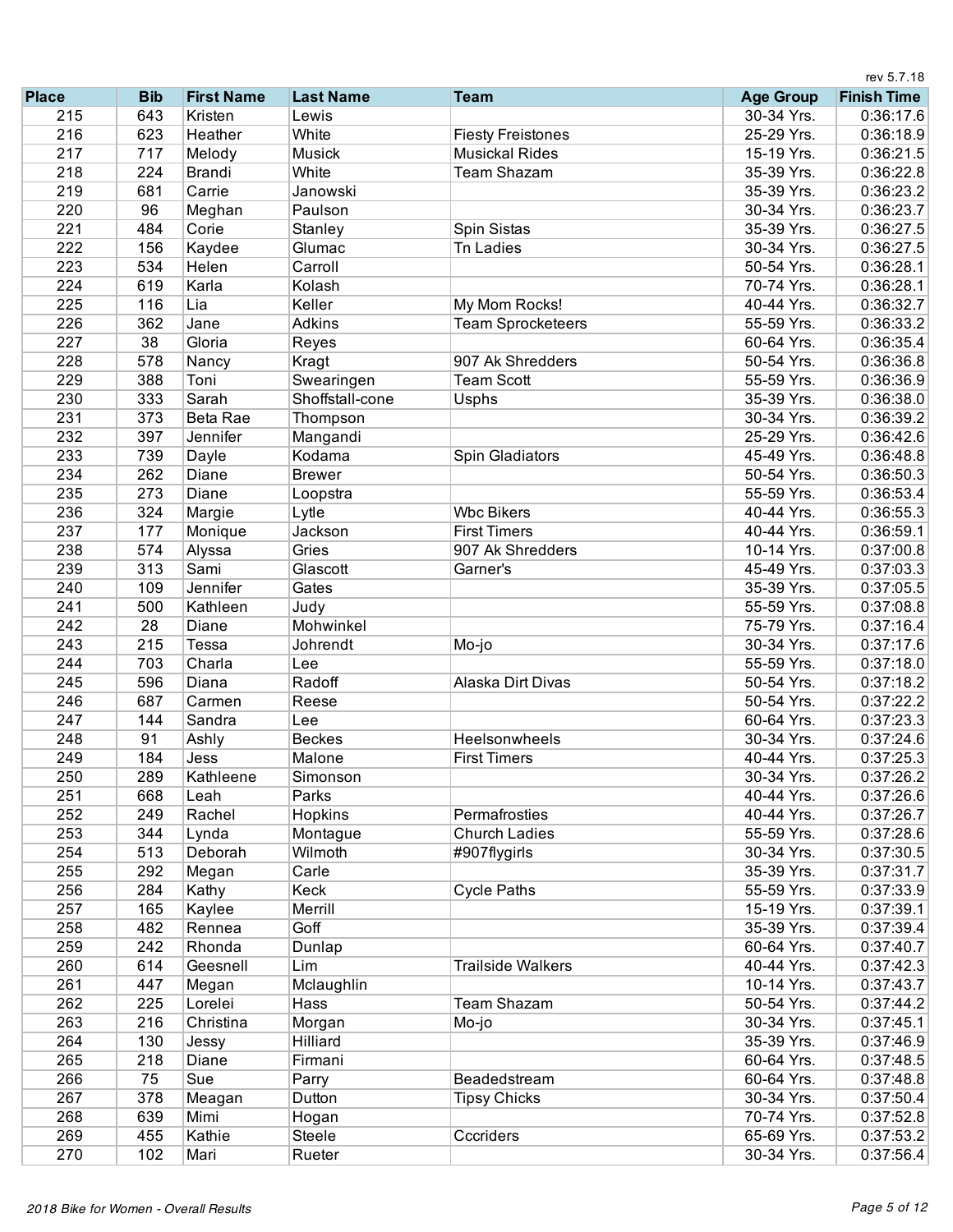rev 5.7.18

| Place | Bib | First Name | Last Name | Team | Age Group | Finish Time |
|---|---|---|---|---|---|---|
| 215 | 643 | Kristen | Lewis | | 30-34 Yrs. | 0:36:17.6 |
| 216 | 623 | Heather | White | Fiesty Freistones | 25-29 Yrs. | 0:36:18.9 |
| 217 | 717 | Melody | Musick | Musickal Rides | 15-19 Yrs. | 0:36:21.5 |
| 218 | 224 | Brandi | White | Team Shazam | 35-39 Yrs. | 0:36:22.8 |
| 219 | 681 | Carrie | Janowski | | 35-39 Yrs. | 0:36:23.2 |
| 220 | 96 | Meghan | Paulson | | 30-34 Yrs. | 0:36:23.7 |
| 221 | 484 | Corie | Stanley | Spin Sistas | 35-39 Yrs. | 0:36:27.5 |
| 222 | 156 | Kaydee | Glumac | Tn Ladies | 30-34 Yrs. | 0:36:27.5 |
| 223 | 534 | Helen | Carroll | | 50-54 Yrs. | 0:36:28.1 |
| 224 | 619 | Karla | Kolash | | 70-74 Yrs. | 0:36:28.1 |
| 225 | 116 | Lia | Keller | My Mom Rocks! | 40-44 Yrs. | 0:36:32.7 |
| 226 | 362 | Jane | Adkins | Team Sprocketeers | 55-59 Yrs. | 0:36:33.2 |
| 227 | 38 | Gloria | Reyes | | 60-64 Yrs. | 0:36:35.4 |
| 228 | 578 | Nancy | Kragt | 907 Ak Shredders | 50-54 Yrs. | 0:36:36.8 |
| 229 | 388 | Toni | Swearingen | Team Scott | 55-59 Yrs. | 0:36:36.9 |
| 230 | 333 | Sarah | Shoffstall-cone | Usphs | 35-39 Yrs. | 0:36:38.0 |
| 231 | 373 | Beta Rae | Thompson | | 30-34 Yrs. | 0:36:39.2 |
| 232 | 397 | Jennifer | Mangandi | | 25-29 Yrs. | 0:36:42.6 |
| 233 | 739 | Dayle | Kodama | Spin Gladiators | 45-49 Yrs. | 0:36:48.8 |
| 234 | 262 | Diane | Brewer | | 50-54 Yrs. | 0:36:50.3 |
| 235 | 273 | Diane | Loopstra | | 55-59 Yrs. | 0:36:53.4 |
| 236 | 324 | Margie | Lytle | Wbc Bikers | 40-44 Yrs. | 0:36:55.3 |
| 237 | 177 | Monique | Jackson | First Timers | 40-44 Yrs. | 0:36:59.1 |
| 238 | 574 | Alyssa | Gries | 907 Ak Shredders | 10-14 Yrs. | 0:37:00.8 |
| 239 | 313 | Sami | Glascott | Garner's | 45-49 Yrs. | 0:37:03.3 |
| 240 | 109 | Jennifer | Gates | | 35-39 Yrs. | 0:37:05.5 |
| 241 | 500 | Kathleen | Judy | | 55-59 Yrs. | 0:37:08.8 |
| 242 | 28 | Diane | Mohwinkel | | 75-79 Yrs. | 0:37:16.4 |
| 243 | 215 | Tessa | Johrendt | Mo-jo | 30-34 Yrs. | 0:37:17.6 |
| 244 | 703 | Charla | Lee | | 55-59 Yrs. | 0:37:18.0 |
| 245 | 596 | Diana | Radoff | Alaska Dirt Divas | 50-54 Yrs. | 0:37:18.2 |
| 246 | 687 | Carmen | Reese | | 50-54 Yrs. | 0:37:22.2 |
| 247 | 144 | Sandra | Lee | | 60-64 Yrs. | 0:37:23.3 |
| 248 | 91 | Ashly | Beckes | Heelsonwheels | 30-34 Yrs. | 0:37:24.6 |
| 249 | 184 | Jess | Malone | First Timers | 40-44 Yrs. | 0:37:25.3 |
| 250 | 289 | Kathleene | Simonson | | 30-34 Yrs. | 0:37:26.2 |
| 251 | 668 | Leah | Parks | | 40-44 Yrs. | 0:37:26.6 |
| 252 | 249 | Rachel | Hopkins | Permafrosties | 40-44 Yrs. | 0:37:26.7 |
| 253 | 344 | Lynda | Montague | Church Ladies | 55-59 Yrs. | 0:37:28.6 |
| 254 | 513 | Deborah | Wilmoth | #907flygirls | 30-34 Yrs. | 0:37:30.5 |
| 255 | 292 | Megan | Carle | | 35-39 Yrs. | 0:37:31.7 |
| 256 | 284 | Kathy | Keck | Cycle Paths | 55-59 Yrs. | 0:37:33.9 |
| 257 | 165 | Kaylee | Merrill | | 15-19 Yrs. | 0:37:39.1 |
| 258 | 482 | Rennea | Goff | | 35-39 Yrs. | 0:37:39.4 |
| 259 | 242 | Rhonda | Dunlap | | 60-64 Yrs. | 0:37:40.7 |
| 260 | 614 | Geesnell | Lim | Trailside Walkers | 40-44 Yrs. | 0:37:42.3 |
| 261 | 447 | Megan | Mclaughlin | | 10-14 Yrs. | 0:37:43.7 |
| 262 | 225 | Lorelei | Hass | Team Shazam | 50-54 Yrs. | 0:37:44.2 |
| 263 | 216 | Christina | Morgan | Mo-jo | 30-34 Yrs. | 0:37:45.1 |
| 264 | 130 | Jessy | Hilliard | | 35-39 Yrs. | 0:37:46.9 |
| 265 | 218 | Diane | Firmani | | 60-64 Yrs. | 0:37:48.5 |
| 266 | 75 | Sue | Parry | Beadedstream | 60-64 Yrs. | 0:37:48.8 |
| 267 | 378 | Meagan | Dutton | Tipsy Chicks | 30-34 Yrs. | 0:37:50.4 |
| 268 | 639 | Mimi | Hogan | | 70-74 Yrs. | 0:37:52.8 |
| 269 | 455 | Kathie | Steele | Cccriders | 65-69 Yrs. | 0:37:53.2 |
| 270 | 102 | Mari | Rueter | | 30-34 Yrs. | 0:37:56.4 |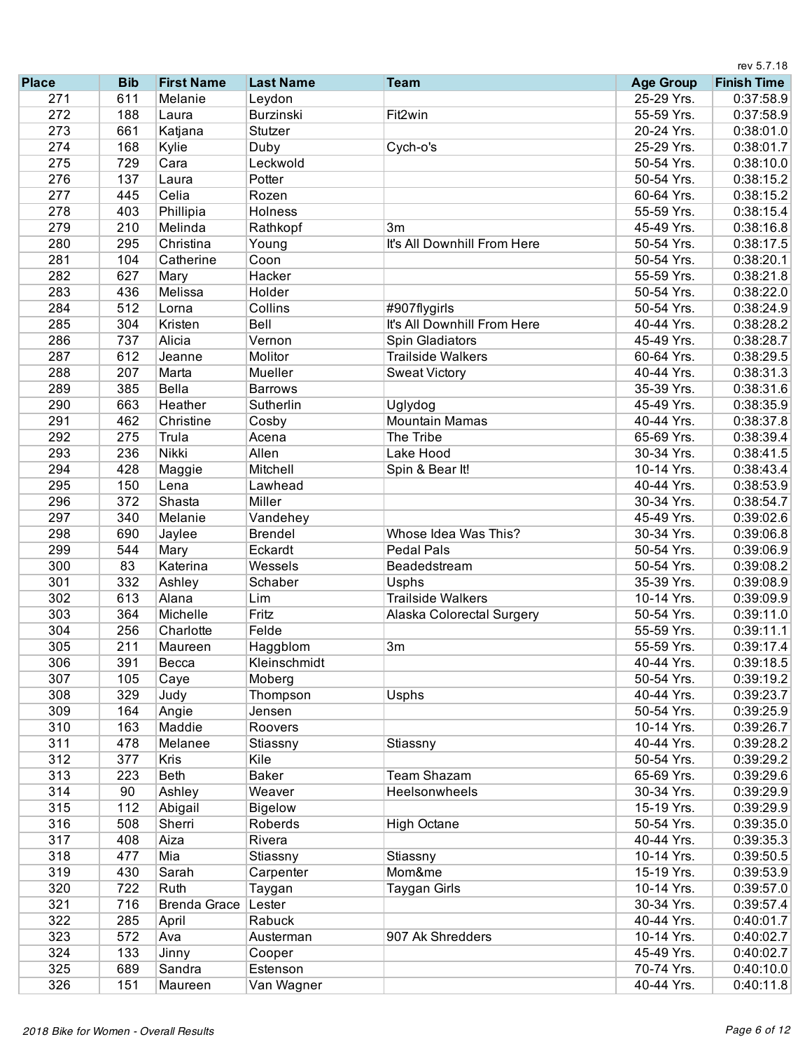rev 5.7.18

| Place | Bib | First Name | Last Name | Team | Age Group | Finish Time |
|---|---|---|---|---|---|---|
| 271 | 611 | Melanie | Leydon | | 25-29 Yrs. | 0:37:58.9 |
| 272 | 188 | Laura | Burzinski | Fit2win | 55-59 Yrs. | 0:37:58.9 |
| 273 | 661 | Katjana | Stutzer | | 20-24 Yrs. | 0:38:01.0 |
| 274 | 168 | Kylie | Duby | Cych-o's | 25-29 Yrs. | 0:38:01.7 |
| 275 | 729 | Cara | Leckwold | | 50-54 Yrs. | 0:38:10.0 |
| 276 | 137 | Laura | Potter | | 50-54 Yrs. | 0:38:15.2 |
| 277 | 445 | Celia | Rozen | | 60-64 Yrs. | 0:38:15.2 |
| 278 | 403 | Phillipia | Holness | | 55-59 Yrs. | 0:38:15.4 |
| 279 | 210 | Melinda | Rathkopf | 3m | 45-49 Yrs. | 0:38:16.8 |
| 280 | 295 | Christina | Young | It's All Downhill From Here | 50-54 Yrs. | 0:38:17.5 |
| 281 | 104 | Catherine | Coon | | 50-54 Yrs. | 0:38:20.1 |
| 282 | 627 | Mary | Hacker | | 55-59 Yrs. | 0:38:21.8 |
| 283 | 436 | Melissa | Holder | | 50-54 Yrs. | 0:38:22.0 |
| 284 | 512 | Lorna | Collins | #907flygirls | 50-54 Yrs. | 0:38:24.9 |
| 285 | 304 | Kristen | Bell | It's All Downhill From Here | 40-44 Yrs. | 0:38:28.2 |
| 286 | 737 | Alicia | Vernon | Spin Gladiators | 45-49 Yrs. | 0:38:28.7 |
| 287 | 612 | Jeanne | Molitor | Trailside Walkers | 60-64 Yrs. | 0:38:29.5 |
| 288 | 207 | Marta | Mueller | Sweat Victory | 40-44 Yrs. | 0:38:31.3 |
| 289 | 385 | Bella | Barrows | | 35-39 Yrs. | 0:38:31.6 |
| 290 | 663 | Heather | Sutherlin | Uglydog | 45-49 Yrs. | 0:38:35.9 |
| 291 | 462 | Christine | Cosby | Mountain Mamas | 40-44 Yrs. | 0:38:37.8 |
| 292 | 275 | Trula | Acena | The Tribe | 65-69 Yrs. | 0:38:39.4 |
| 293 | 236 | Nikki | Allen | Lake Hood | 30-34 Yrs. | 0:38:41.5 |
| 294 | 428 | Maggie | Mitchell | Spin & Bear It! | 10-14 Yrs. | 0:38:43.4 |
| 295 | 150 | Lena | Lawhead | | 40-44 Yrs. | 0:38:53.9 |
| 296 | 372 | Shasta | Miller | | 30-34 Yrs. | 0:38:54.7 |
| 297 | 340 | Melanie | Vandehey | | 45-49 Yrs. | 0:39:02.6 |
| 298 | 690 | Jaylee | Brendel | Whose Idea Was This? | 30-34 Yrs. | 0:39:06.8 |
| 299 | 544 | Mary | Eckardt | Pedal Pals | 50-54 Yrs. | 0:39:06.9 |
| 300 | 83 | Katerina | Wessels | Beadedstream | 50-54 Yrs. | 0:39:08.2 |
| 301 | 332 | Ashley | Schaber | Usphs | 35-39 Yrs. | 0:39:08.9 |
| 302 | 613 | Alana | Lim | Trailside Walkers | 10-14 Yrs. | 0:39:09.9 |
| 303 | 364 | Michelle | Fritz | Alaska Colorectal Surgery | 50-54 Yrs. | 0:39:11.0 |
| 304 | 256 | Charlotte | Felde | | 55-59 Yrs. | 0:39:11.1 |
| 305 | 211 | Maureen | Haggblom | 3m | 55-59 Yrs. | 0:39:17.4 |
| 306 | 391 | Becca | Kleinschmidt | | 40-44 Yrs. | 0:39:18.5 |
| 307 | 105 | Caye | Moberg | | 50-54 Yrs. | 0:39:19.2 |
| 308 | 329 | Judy | Thompson | Usphs | 40-44 Yrs. | 0:39:23.7 |
| 309 | 164 | Angie | Jensen | | 50-54 Yrs. | 0:39:25.9 |
| 310 | 163 | Maddie | Roovers | | 10-14 Yrs. | 0:39:26.7 |
| 311 | 478 | Melanee | Stiassny | Stiassny | 40-44 Yrs. | 0:39:28.2 |
| 312 | 377 | Kris | Kile | | 50-54 Yrs. | 0:39:29.2 |
| 313 | 223 | Beth | Baker | Team Shazam | 65-69 Yrs. | 0:39:29.6 |
| 314 | 90 | Ashley | Weaver | Heelsonwheels | 30-34 Yrs. | 0:39:29.9 |
| 315 | 112 | Abigail | Bigelow | | 15-19 Yrs. | 0:39:29.9 |
| 316 | 508 | Sherri | Roberds | High Octane | 50-54 Yrs. | 0:39:35.0 |
| 317 | 408 | Aiza | Rivera | | 40-44 Yrs. | 0:39:35.3 |
| 318 | 477 | Mia | Stiassny | Stiassny | 10-14 Yrs. | 0:39:50.5 |
| 319 | 430 | Sarah | Carpenter | Mom&me | 15-19 Yrs. | 0:39:53.9 |
| 320 | 722 | Ruth | Taygan | Taygan Girls | 10-14 Yrs. | 0:39:57.0 |
| 321 | 716 | Brenda Grace | Lester | | 30-34 Yrs. | 0:39:57.4 |
| 322 | 285 | April | Rabuck | | 40-44 Yrs. | 0:40:01.7 |
| 323 | 572 | Ava | Austerman | 907 Ak Shredders | 10-14 Yrs. | 0:40:02.7 |
| 324 | 133 | Jinny | Cooper | | 45-49 Yrs. | 0:40:02.7 |
| 325 | 689 | Sandra | Estenson | | 70-74 Yrs. | 0:40:10.0 |
| 326 | 151 | Maureen | Van Wagner | | 40-44 Yrs. | 0:40:11.8 |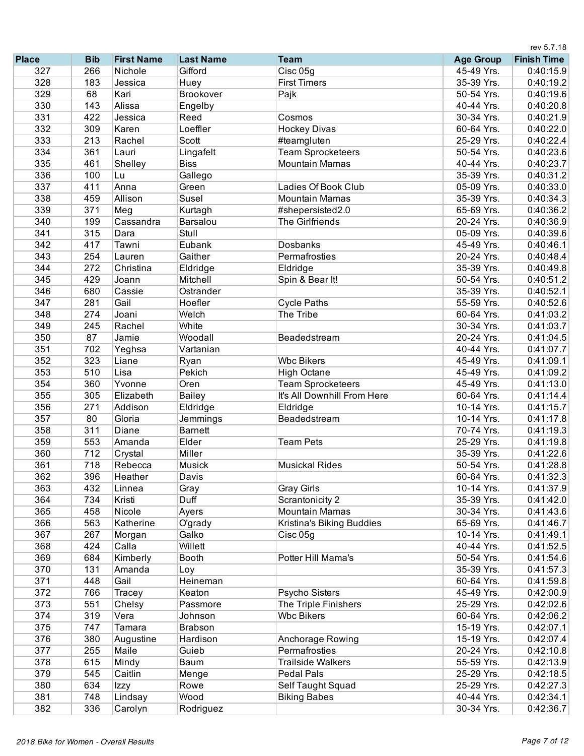rev 5.7.18

| Place | Bib | First Name | Last Name | Team | Age Group | Finish Time |
| --- | --- | --- | --- | --- | --- | --- |
| 327 | 266 | Nichole | Gifford | Cisc 05g | 45-49 Yrs. | 0:40:15.9 |
| 328 | 183 | Jessica | Huey | First Timers | 35-39 Yrs. | 0:40:19.2 |
| 329 | 68 | Kari | Brookover | Pajk | 50-54 Yrs. | 0:40:19.6 |
| 330 | 143 | Alissa | Engelby | | 40-44 Yrs. | 0:40:20.8 |
| 331 | 422 | Jessica | Reed | Cosmos | 30-34 Yrs. | 0:40:21.9 |
| 332 | 309 | Karen | Loeffler | Hockey Divas | 60-64 Yrs. | 0:40:22.0 |
| 333 | 213 | Rachel | Scott | #teamgluten | 25-29 Yrs. | 0:40:22.4 |
| 334 | 361 | Lauri | Lingafelt | Team Sprocketeers | 50-54 Yrs. | 0:40:23.6 |
| 335 | 461 | Shelley | Biss | Mountain Mamas | 40-44 Yrs. | 0:40:23.7 |
| 336 | 100 | Lu | Gallego | | 35-39 Yrs. | 0:40:31.2 |
| 337 | 411 | Anna | Green | Ladies Of Book Club | 05-09 Yrs. | 0:40:33.0 |
| 338 | 459 | Allison | Susel | Mountain Mamas | 35-39 Yrs. | 0:40:34.3 |
| 339 | 371 | Meg | Kurtagh | #shepersisted2.0 | 65-69 Yrs. | 0:40:36.2 |
| 340 | 199 | Cassandra | Barsalou | The Girlfriends | 20-24 Yrs. | 0:40:36.9 |
| 341 | 315 | Dara | Stull | | 05-09 Yrs. | 0:40:39.6 |
| 342 | 417 | Tawni | Eubank | Dosbanks | 45-49 Yrs. | 0:40:46.1 |
| 343 | 254 | Lauren | Gaither | Permafrosties | 20-24 Yrs. | 0:40:48.4 |
| 344 | 272 | Christina | Eldridge | Eldridge | 35-39 Yrs. | 0:40:49.8 |
| 345 | 429 | Joann | Mitchell | Spin & Bear It! | 50-54 Yrs. | 0:40:51.2 |
| 346 | 680 | Cassie | Ostrander | | 35-39 Yrs. | 0:40:52.1 |
| 347 | 281 | Gail | Hoefler | Cycle Paths | 55-59 Yrs. | 0:40:52.6 |
| 348 | 274 | Joani | Welch | The Tribe | 60-64 Yrs. | 0:41:03.2 |
| 349 | 245 | Rachel | White | | 30-34 Yrs. | 0:41:03.7 |
| 350 | 87 | Jamie | Woodall | Beadedstream | 20-24 Yrs. | 0:41:04.5 |
| 351 | 702 | Yeghsa | Vartanian | | 40-44 Yrs. | 0:41:07.7 |
| 352 | 323 | Liane | Ryan | Wbc Bikers | 45-49 Yrs. | 0:41:09.1 |
| 353 | 510 | Lisa | Pekich | High Octane | 45-49 Yrs. | 0:41:09.2 |
| 354 | 360 | Yvonne | Oren | Team Sprocketeers | 45-49 Yrs. | 0:41:13.0 |
| 355 | 305 | Elizabeth | Bailey | It's All Downhill From Here | 60-64 Yrs. | 0:41:14.4 |
| 356 | 271 | Addison | Eldridge | Eldridge | 10-14 Yrs. | 0:41:15.7 |
| 357 | 80 | Gloria | Jemmings | Beadedstream | 10-14 Yrs. | 0:41:17.8 |
| 358 | 311 | Diane | Barnett | | 70-74 Yrs. | 0:41:19.3 |
| 359 | 553 | Amanda | Elder | Team Pets | 25-29 Yrs. | 0:41:19.8 |
| 360 | 712 | Crystal | Miller | | 35-39 Yrs. | 0:41:22.6 |
| 361 | 718 | Rebecca | Musick | Musickal Rides | 50-54 Yrs. | 0:41:28.8 |
| 362 | 396 | Heather | Davis | | 60-64 Yrs. | 0:41:32.3 |
| 363 | 432 | Linnea | Gray | Gray Girls | 10-14 Yrs. | 0:41:37.9 |
| 364 | 734 | Kristi | Duff | Scrantonicity 2 | 35-39 Yrs. | 0:41:42.0 |
| 365 | 458 | Nicole | Ayers | Mountain Mamas | 30-34 Yrs. | 0:41:43.6 |
| 366 | 563 | Katherine | O'grady | Kristina's Biking Buddies | 65-69 Yrs. | 0:41:46.7 |
| 367 | 267 | Morgan | Galko | Cisc 05g | 10-14 Yrs. | 0:41:49.1 |
| 368 | 424 | Calla | Willett | | 40-44 Yrs. | 0:41:52.5 |
| 369 | 684 | Kimberly | Booth | Potter Hill Mama's | 50-54 Yrs. | 0:41:54.6 |
| 370 | 131 | Amanda | Loy | | 35-39 Yrs. | 0:41:57.3 |
| 371 | 448 | Gail | Heineman | | 60-64 Yrs. | 0:41:59.8 |
| 372 | 766 | Tracey | Keaton | Psycho Sisters | 45-49 Yrs. | 0:42:00.9 |
| 373 | 551 | Chelsy | Passmore | The Triple Finishers | 25-29 Yrs. | 0:42:02.6 |
| 374 | 319 | Vera | Johnson | Wbc Bikers | 60-64 Yrs. | 0:42:06.2 |
| 375 | 747 | Tamara | Brabson | | 15-19 Yrs. | 0:42:07.1 |
| 376 | 380 | Augustine | Hardison | Anchorage Rowing | 15-19 Yrs. | 0:42:07.4 |
| 377 | 255 | Maile | Guieb | Permafrosties | 20-24 Yrs. | 0:42:10.8 |
| 378 | 615 | Mindy | Baum | Trailside Walkers | 55-59 Yrs. | 0:42:13.9 |
| 379 | 545 | Caitlin | Menge | Pedal Pals | 25-29 Yrs. | 0:42:18.5 |
| 380 | 634 | Izzy | Rowe | Self Taught Squad | 25-29 Yrs. | 0:42:27.3 |
| 381 | 748 | Lindsay | Wood | Biking Babes | 40-44 Yrs. | 0:42:34.1 |
| 382 | 336 | Carolyn | Rodriguez | | 30-34 Yrs. | 0:42:36.7 |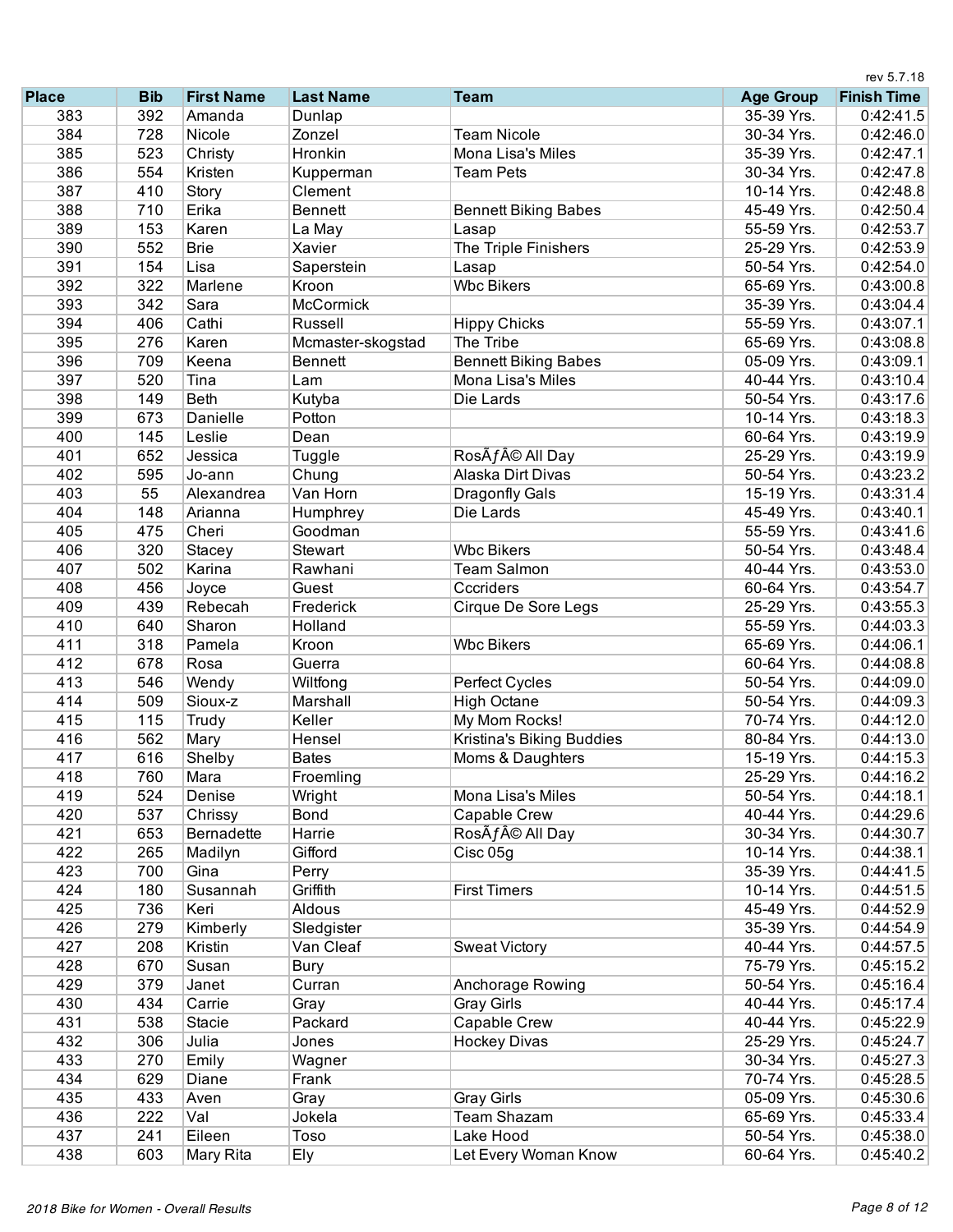rev 5.7.18

| Place | Bib | First Name | Last Name | Team | Age Group | Finish Time |
|---|---|---|---|---|---|---|
| 383 | 392 | Amanda | Dunlap | | 35-39 Yrs. | 0:42:41.5 |
| 384 | 728 | Nicole | Zonzel | Team Nicole | 30-34 Yrs. | 0:42:46.0 |
| 385 | 523 | Christy | Hronkin | Mona Lisa's Miles | 35-39 Yrs. | 0:42:47.1 |
| 386 | 554 | Kristen | Kupperman | Team Pets | 30-34 Yrs. | 0:42:47.8 |
| 387 | 410 | Story | Clement | | 10-14 Yrs. | 0:42:48.8 |
| 388 | 710 | Erika | Bennett | Bennett Biking Babes | 45-49 Yrs. | 0:42:50.4 |
| 389 | 153 | Karen | La May | Lasap | 55-59 Yrs. | 0:42:53.7 |
| 390 | 552 | Brie | Xavier | The Triple Finishers | 25-29 Yrs. | 0:42:53.9 |
| 391 | 154 | Lisa | Saperstein | Lasap | 50-54 Yrs. | 0:42:54.0 |
| 392 | 322 | Marlene | Kroon | Wbc Bikers | 65-69 Yrs. | 0:43:00.8 |
| 393 | 342 | Sara | McCormick | | 35-39 Yrs. | 0:43:04.4 |
| 394 | 406 | Cathi | Russell | Hippy Chicks | 55-59 Yrs. | 0:43:07.1 |
| 395 | 276 | Karen | Mcmaster-skogstad | The Tribe | 65-69 Yrs. | 0:43:08.8 |
| 396 | 709 | Keena | Bennett | Bennett Biking Babes | 05-09 Yrs. | 0:43:09.1 |
| 397 | 520 | Tina | Lam | Mona Lisa's Miles | 40-44 Yrs. | 0:43:10.4 |
| 398 | 149 | Beth | Kutyba | Die Lards | 50-54 Yrs. | 0:43:17.6 |
| 399 | 673 | Danielle | Potton | | 10-14 Yrs. | 0:43:18.3 |
| 400 | 145 | Leslie | Dean | | 60-64 Yrs. | 0:43:19.9 |
| 401 | 652 | Jessica | Tuggle | RosÃƒÂ© All Day | 25-29 Yrs. | 0:43:19.9 |
| 402 | 595 | Jo-ann | Chung | Alaska Dirt Divas | 50-54 Yrs. | 0:43:23.2 |
| 403 | 55 | Alexandrea | Van Horn | Dragonfly Gals | 15-19 Yrs. | 0:43:31.4 |
| 404 | 148 | Arianna | Humphrey | Die Lards | 45-49 Yrs. | 0:43:40.1 |
| 405 | 475 | Cheri | Goodman | | 55-59 Yrs. | 0:43:41.6 |
| 406 | 320 | Stacey | Stewart | Wbc Bikers | 50-54 Yrs. | 0:43:48.4 |
| 407 | 502 | Karina | Rawhani | Team Salmon | 40-44 Yrs. | 0:43:53.0 |
| 408 | 456 | Joyce | Guest | Cccriders | 60-64 Yrs. | 0:43:54.7 |
| 409 | 439 | Rebecah | Frederick | Cirque De Sore Legs | 25-29 Yrs. | 0:43:55.3 |
| 410 | 640 | Sharon | Holland | | 55-59 Yrs. | 0:44:03.3 |
| 411 | 318 | Pamela | Kroon | Wbc Bikers | 65-69 Yrs. | 0:44:06.1 |
| 412 | 678 | Rosa | Guerra | | 60-64 Yrs. | 0:44:08.8 |
| 413 | 546 | Wendy | Wiltfong | Perfect Cycles | 50-54 Yrs. | 0:44:09.0 |
| 414 | 509 | Sioux-z | Marshall | High Octane | 50-54 Yrs. | 0:44:09.3 |
| 415 | 115 | Trudy | Keller | My Mom Rocks! | 70-74 Yrs. | 0:44:12.0 |
| 416 | 562 | Mary | Hensel | Kristina's Biking Buddies | 80-84 Yrs. | 0:44:13.0 |
| 417 | 616 | Shelby | Bates | Moms & Daughters | 15-19 Yrs. | 0:44:15.3 |
| 418 | 760 | Mara | Froemling | | 25-29 Yrs. | 0:44:16.2 |
| 419 | 524 | Denise | Wright | Mona Lisa's Miles | 50-54 Yrs. | 0:44:18.1 |
| 420 | 537 | Chrissy | Bond | Capable Crew | 40-44 Yrs. | 0:44:29.6 |
| 421 | 653 | Bernadette | Harrie | RosÃƒÂ© All Day | 30-34 Yrs. | 0:44:30.7 |
| 422 | 265 | Madilyn | Gifford | Cisc 05g | 10-14 Yrs. | 0:44:38.1 |
| 423 | 700 | Gina | Perry | | 35-39 Yrs. | 0:44:41.5 |
| 424 | 180 | Susannah | Griffith | First Timers | 10-14 Yrs. | 0:44:51.5 |
| 425 | 736 | Keri | Aldous | | 45-49 Yrs. | 0:44:52.9 |
| 426 | 279 | Kimberly | Sledgister | | 35-39 Yrs. | 0:44:54.9 |
| 427 | 208 | Kristin | Van Cleaf | Sweat Victory | 40-44 Yrs. | 0:44:57.5 |
| 428 | 670 | Susan | Bury | | 75-79 Yrs. | 0:45:15.2 |
| 429 | 379 | Janet | Curran | Anchorage Rowing | 50-54 Yrs. | 0:45:16.4 |
| 430 | 434 | Carrie | Gray | Gray Girls | 40-44 Yrs. | 0:45:17.4 |
| 431 | 538 | Stacie | Packard | Capable Crew | 40-44 Yrs. | 0:45:22.9 |
| 432 | 306 | Julia | Jones | Hockey Divas | 25-29 Yrs. | 0:45:24.7 |
| 433 | 270 | Emily | Wagner | | 30-34 Yrs. | 0:45:27.3 |
| 434 | 629 | Diane | Frank | | 70-74 Yrs. | 0:45:28.5 |
| 435 | 433 | Aven | Gray | Gray Girls | 05-09 Yrs. | 0:45:30.6 |
| 436 | 222 | Val | Jokela | Team Shazam | 65-69 Yrs. | 0:45:33.4 |
| 437 | 241 | Eileen | Toso | Lake Hood | 50-54 Yrs. | 0:45:38.0 |
| 438 | 603 | Mary Rita | Ely | Let Every Woman Know | 60-64 Yrs. | 0:45:40.2 |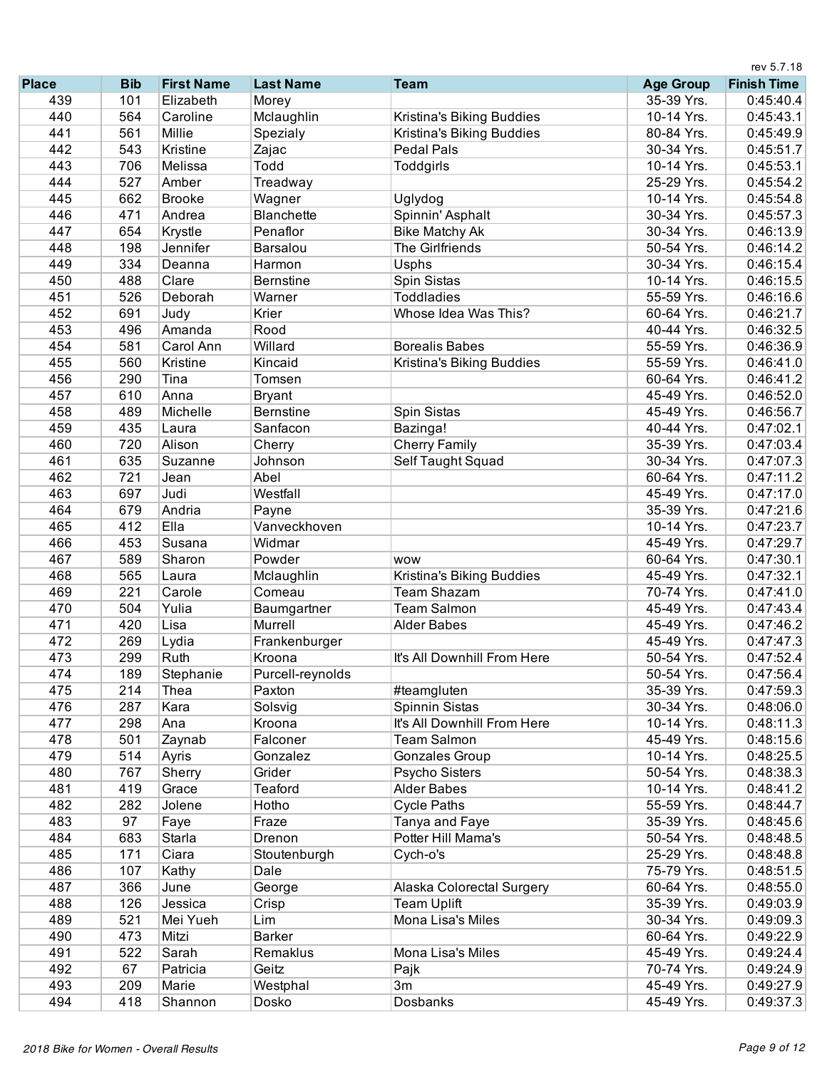| Place | Bib | First Name | Last Name | Team | Age Group | Finish Time |
|---|---|---|---|---|---|---|
| 439 | 101 | Elizabeth | Morey | | 35-39 Yrs. | 0:45:40.4 |
| 440 | 564 | Caroline | Mclaughlin | Kristina's Biking Buddies | 10-14 Yrs. | 0:45:43.1 |
| 441 | 561 | Millie | Spezialy | Kristina's Biking Buddies | 80-84 Yrs. | 0:45:49.9 |
| 442 | 543 | Kristine | Zajac | Pedal Pals | 30-34 Yrs. | 0:45:51.7 |
| 443 | 706 | Melissa | Todd | Toddgirls | 10-14 Yrs. | 0:45:53.1 |
| 444 | 527 | Amber | Treadway | | 25-29 Yrs. | 0:45:54.2 |
| 445 | 662 | Brooke | Wagner | Uglydog | 10-14 Yrs. | 0:45:54.8 |
| 446 | 471 | Andrea | Blanchette | Spinnin' Asphalt | 30-34 Yrs. | 0:45:57.3 |
| 447 | 654 | Krystle | Penaflor | Bike Matchy Ak | 30-34 Yrs. | 0:46:13.9 |
| 448 | 198 | Jennifer | Barsalou | The Girlfriends | 50-54 Yrs. | 0:46:14.2 |
| 449 | 334 | Deanna | Harmon | Usphs | 30-34 Yrs. | 0:46:15.4 |
| 450 | 488 | Clare | Bernstine | Spin Sistas | 10-14 Yrs. | 0:46:15.5 |
| 451 | 526 | Deborah | Warner | Toddladies | 55-59 Yrs. | 0:46:16.6 |
| 452 | 691 | Judy | Krier | Whose Idea Was This? | 60-64 Yrs. | 0:46:21.7 |
| 453 | 496 | Amanda | Rood | | 40-44 Yrs. | 0:46:32.5 |
| 454 | 581 | Carol Ann | Willard | Borealis Babes | 55-59 Yrs. | 0:46:36.9 |
| 455 | 560 | Kristine | Kincaid | Kristina's Biking Buddies | 55-59 Yrs. | 0:46:41.0 |
| 456 | 290 | Tina | Tomsen | | 60-64 Yrs. | 0:46:41.2 |
| 457 | 610 | Anna | Bryant | | 45-49 Yrs. | 0:46:52.0 |
| 458 | 489 | Michelle | Bernstine | Spin Sistas | 45-49 Yrs. | 0:46:56.7 |
| 459 | 435 | Laura | Sanfacon | Bazinga! | 40-44 Yrs. | 0:47:02.1 |
| 460 | 720 | Alison | Cherry | Cherry Family | 35-39 Yrs. | 0:47:03.4 |
| 461 | 635 | Suzanne | Johnson | Self Taught Squad | 30-34 Yrs. | 0:47:07.3 |
| 462 | 721 | Jean | Abel | | 60-64 Yrs. | 0:47:11.2 |
| 463 | 697 | Judi | Westfall | | 45-49 Yrs. | 0:47:17.0 |
| 464 | 679 | Andria | Payne | | 35-39 Yrs. | 0:47:21.6 |
| 465 | 412 | Ella | Vanveckhoven | | 10-14 Yrs. | 0:47:23.7 |
| 466 | 453 | Susana | Widmar | | 45-49 Yrs. | 0:47:29.7 |
| 467 | 589 | Sharon | Powder | wow | 60-64 Yrs. | 0:47:30.1 |
| 468 | 565 | Laura | Mclaughlin | Kristina's Biking Buddies | 45-49 Yrs. | 0:47:32.1 |
| 469 | 221 | Carole | Comeau | Team Shazam | 70-74 Yrs. | 0:47:41.0 |
| 470 | 504 | Yulia | Baumgartner | Team Salmon | 45-49 Yrs. | 0:47:43.4 |
| 471 | 420 | Lisa | Murrell | Alder Babes | 45-49 Yrs. | 0:47:46.2 |
| 472 | 269 | Lydia | Frankenburger | | 45-49 Yrs. | 0:47:47.3 |
| 473 | 299 | Ruth | Kroona | It's All Downhill From Here | 50-54 Yrs. | 0:47:52.4 |
| 474 | 189 | Stephanie | Purcell-reynolds | | 50-54 Yrs. | 0:47:56.4 |
| 475 | 214 | Thea | Paxton | #teamgluten | 35-39 Yrs. | 0:47:59.3 |
| 476 | 287 | Kara | Solsvig | Spinnin Sistas | 30-34 Yrs. | 0:48:06.0 |
| 477 | 298 | Ana | Kroona | It's All Downhill From Here | 10-14 Yrs. | 0:48:11.3 |
| 478 | 501 | Zaynab | Falconer | Team Salmon | 45-49 Yrs. | 0:48:15.6 |
| 479 | 514 | Ayris | Gonzalez | Gonzales Group | 10-14 Yrs. | 0:48:25.5 |
| 480 | 767 | Sherry | Grider | Psycho Sisters | 50-54 Yrs. | 0:48:38.3 |
| 481 | 419 | Grace | Teaford | Alder Babes | 10-14 Yrs. | 0:48:41.2 |
| 482 | 282 | Jolene | Hotho | Cycle Paths | 55-59 Yrs. | 0:48:44.7 |
| 483 | 97 | Faye | Fraze | Tanya and Faye | 35-39 Yrs. | 0:48:45.6 |
| 484 | 683 | Starla | Drenon | Potter Hill Mama's | 50-54 Yrs. | 0:48:48.5 |
| 485 | 171 | Ciara | Stoutenburgh | Cych-o's | 25-29 Yrs. | 0:48:48.8 |
| 486 | 107 | Kathy | Dale | | 75-79 Yrs. | 0:48:51.5 |
| 487 | 366 | June | George | Alaska Colorectal Surgery | 60-64 Yrs. | 0:48:55.0 |
| 488 | 126 | Jessica | Crisp | Team Uplift | 35-39 Yrs. | 0:49:03.9 |
| 489 | 521 | Mei Yueh | Lim | Mona Lisa's Miles | 30-34 Yrs. | 0:49:09.3 |
| 490 | 473 | Mitzi | Barker | | 60-64 Yrs. | 0:49:22.9 |
| 491 | 522 | Sarah | Remaklus | Mona Lisa's Miles | 45-49 Yrs. | 0:49:24.4 |
| 492 | 67 | Patricia | Geitz | Pajk | 70-74 Yrs. | 0:49:24.9 |
| 493 | 209 | Marie | Westphal | 3m | 45-49 Yrs. | 0:49:27.9 |
| 494 | 418 | Shannon | Dosko | Dosbanks | 45-49 Yrs. | 0:49:37.3 |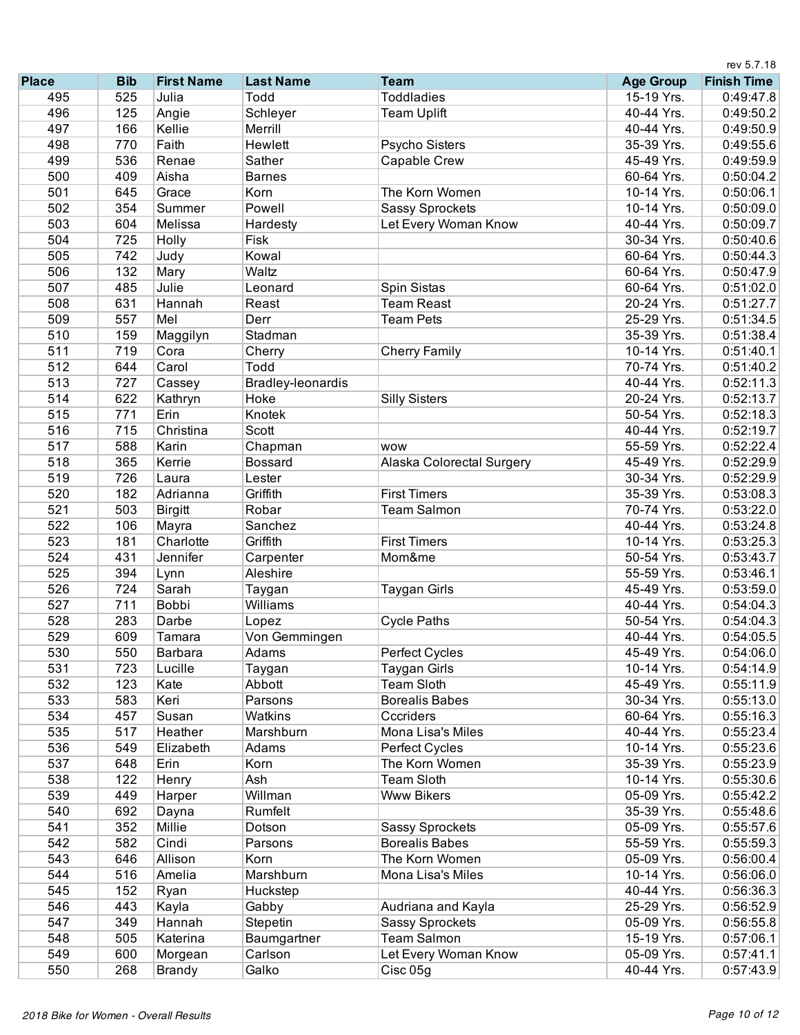rev 5.7.18

| Place | Bib | First Name | Last Name | Team | Age Group | Finish Time |
|---|---|---|---|---|---|---|
| 495 | 525 | Julia | Todd | Toddladies | 15-19 Yrs. | 0:49:47.8 |
| 496 | 125 | Angie | Schleyer | Team Uplift | 40-44 Yrs. | 0:49:50.2 |
| 497 | 166 | Kellie | Merrill | | 40-44 Yrs. | 0:49:50.9 |
| 498 | 770 | Faith | Hewlett | Psycho Sisters | 35-39 Yrs. | 0:49:55.6 |
| 499 | 536 | Renae | Sather | Capable Crew | 45-49 Yrs. | 0:49:59.9 |
| 500 | 409 | Aisha | Barnes | | 60-64 Yrs. | 0:50:04.2 |
| 501 | 645 | Grace | Korn | The Korn Women | 10-14 Yrs. | 0:50:06.1 |
| 502 | 354 | Summer | Powell | Sassy Sprockets | 10-14 Yrs. | 0:50:09.0 |
| 503 | 604 | Melissa | Hardesty | Let Every Woman Know | 40-44 Yrs. | 0:50:09.7 |
| 504 | 725 | Holly | Fisk | | 30-34 Yrs. | 0:50:40.6 |
| 505 | 742 | Judy | Kowal | | 60-64 Yrs. | 0:50:44.3 |
| 506 | 132 | Mary | Waltz | | 60-64 Yrs. | 0:50:47.9 |
| 507 | 485 | Julie | Leonard | Spin Sistas | 60-64 Yrs. | 0:51:02.0 |
| 508 | 631 | Hannah | Reast | Team Reast | 20-24 Yrs. | 0:51:27.7 |
| 509 | 557 | Mel | Derr | Team Pets | 25-29 Yrs. | 0:51:34.5 |
| 510 | 159 | Maggilyn | Stadman | | 35-39 Yrs. | 0:51:38.4 |
| 511 | 719 | Cora | Cherry | Cherry Family | 10-14 Yrs. | 0:51:40.1 |
| 512 | 644 | Carol | Todd | | 70-74 Yrs. | 0:51:40.2 |
| 513 | 727 | Cassey | Bradley-leonardis | | 40-44 Yrs. | 0:52:11.3 |
| 514 | 622 | Kathryn | Hoke | Silly Sisters | 20-24 Yrs. | 0:52:13.7 |
| 515 | 771 | Erin | Knotek | | 50-54 Yrs. | 0:52:18.3 |
| 516 | 715 | Christina | Scott | | 40-44 Yrs. | 0:52:19.7 |
| 517 | 588 | Karin | Chapman | wow | 55-59 Yrs. | 0:52:22.4 |
| 518 | 365 | Kerrie | Bossard | Alaska Colorectal Surgery | 45-49 Yrs. | 0:52:29.9 |
| 519 | 726 | Laura | Lester | | 30-34 Yrs. | 0:52:29.9 |
| 520 | 182 | Adrianna | Griffith | First Timers | 35-39 Yrs. | 0:53:08.3 |
| 521 | 503 | Birgitt | Robar | Team Salmon | 70-74 Yrs. | 0:53:22.0 |
| 522 | 106 | Mayra | Sanchez | | 40-44 Yrs. | 0:53:24.8 |
| 523 | 181 | Charlotte | Griffith | First Timers | 10-14 Yrs. | 0:53:25.3 |
| 524 | 431 | Jennifer | Carpenter | Mom&me | 50-54 Yrs. | 0:53:43.7 |
| 525 | 394 | Lynn | Aleshire | | 55-59 Yrs. | 0:53:46.1 |
| 526 | 724 | Sarah | Taygan | Taygan Girls | 45-49 Yrs. | 0:53:59.0 |
| 527 | 711 | Bobbi | Williams | | 40-44 Yrs. | 0:54:04.3 |
| 528 | 283 | Darbe | Lopez | Cycle Paths | 50-54 Yrs. | 0:54:04.3 |
| 529 | 609 | Tamara | Von Gemmingen | | 40-44 Yrs. | 0:54:05.5 |
| 530 | 550 | Barbara | Adams | Perfect Cycles | 45-49 Yrs. | 0:54:06.0 |
| 531 | 723 | Lucille | Taygan | Taygan Girls | 10-14 Yrs. | 0:54:14.9 |
| 532 | 123 | Kate | Abbott | Team Sloth | 45-49 Yrs. | 0:55:11.9 |
| 533 | 583 | Keri | Parsons | Borealis Babes | 30-34 Yrs. | 0:55:13.0 |
| 534 | 457 | Susan | Watkins | Cccriders | 60-64 Yrs. | 0:55:16.3 |
| 535 | 517 | Heather | Marshburn | Mona Lisa's Miles | 40-44 Yrs. | 0:55:23.4 |
| 536 | 549 | Elizabeth | Adams | Perfect Cycles | 10-14 Yrs. | 0:55:23.6 |
| 537 | 648 | Erin | Korn | The Korn Women | 35-39 Yrs. | 0:55:23.9 |
| 538 | 122 | Henry | Ash | Team Sloth | 10-14 Yrs. | 0:55:30.6 |
| 539 | 449 | Harper | Willman | Www Bikers | 05-09 Yrs. | 0:55:42.2 |
| 540 | 692 | Dayna | Rumfelt | | 35-39 Yrs. | 0:55:48.6 |
| 541 | 352 | Millie | Dotson | Sassy Sprockets | 05-09 Yrs. | 0:55:57.6 |
| 542 | 582 | Cindi | Parsons | Borealis Babes | 55-59 Yrs. | 0:55:59.3 |
| 543 | 646 | Allison | Korn | The Korn Women | 05-09 Yrs. | 0:56:00.4 |
| 544 | 516 | Amelia | Marshburn | Mona Lisa's Miles | 10-14 Yrs. | 0:56:06.0 |
| 545 | 152 | Ryan | Huckstep | | 40-44 Yrs. | 0:56:36.3 |
| 546 | 443 | Kayla | Gabby | Audriana and Kayla | 25-29 Yrs. | 0:56:52.9 |
| 547 | 349 | Hannah | Stepetin | Sassy Sprockets | 05-09 Yrs. | 0:56:55.8 |
| 548 | 505 | Katerina | Baumgartner | Team Salmon | 15-19 Yrs. | 0:57:06.1 |
| 549 | 600 | Morgean | Carlson | Let Every Woman Know | 05-09 Yrs. | 0:57:41.1 |
| 550 | 268 | Brandy | Galko | Cisc 05g | 40-44 Yrs. | 0:57:43.9 |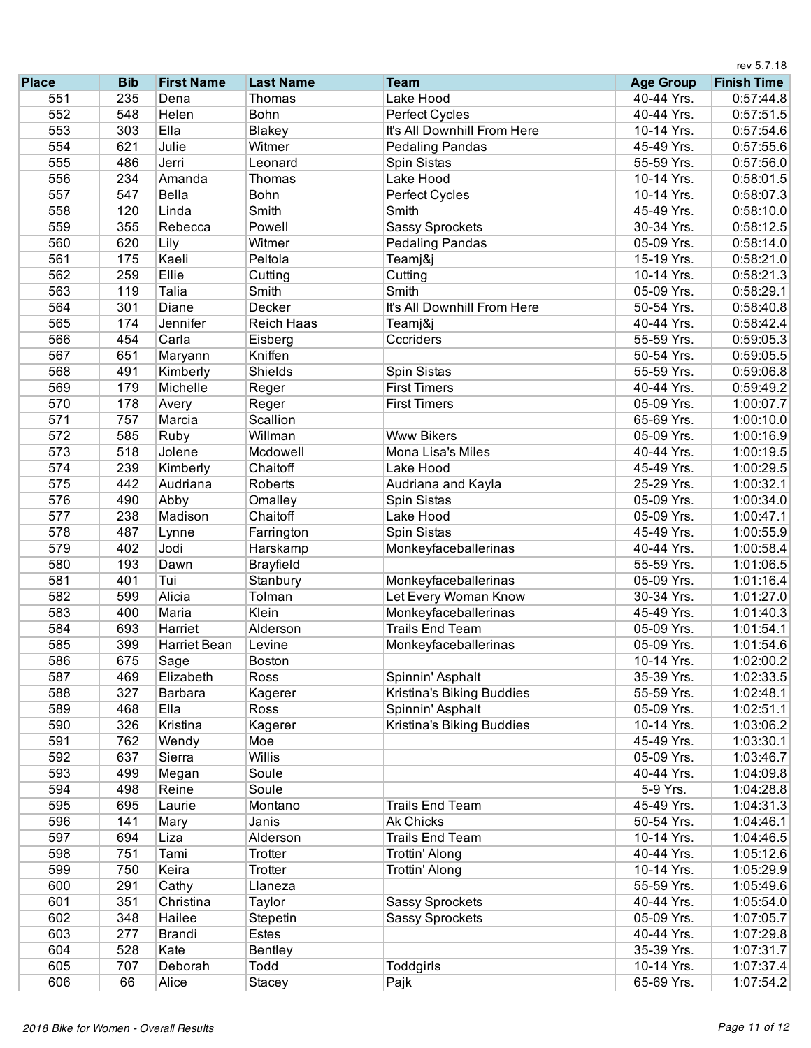rev 5.7.18

| Place | Bib | First Name | Last Name | Team | Age Group | Finish Time |
|---|---|---|---|---|---|---|
| 551 | 235 | Dena | Thomas | Lake Hood | 40-44 Yrs. | 0:57:44.8 |
| 552 | 548 | Helen | Bohn | Perfect Cycles | 40-44 Yrs. | 0:57:51.5 |
| 553 | 303 | Ella | Blakey | It's All Downhill From Here | 10-14 Yrs. | 0:57:54.6 |
| 554 | 621 | Julie | Witmer | Pedaling Pandas | 45-49 Yrs. | 0:57:55.6 |
| 555 | 486 | Jerri | Leonard | Spin Sistas | 55-59 Yrs. | 0:57:56.0 |
| 556 | 234 | Amanda | Thomas | Lake Hood | 10-14 Yrs. | 0:58:01.5 |
| 557 | 547 | Bella | Bohn | Perfect Cycles | 10-14 Yrs. | 0:58:07.3 |
| 558 | 120 | Linda | Smith | Smith | 45-49 Yrs. | 0:58:10.0 |
| 559 | 355 | Rebecca | Powell | Sassy Sprockets | 30-34 Yrs. | 0:58:12.5 |
| 560 | 620 | Lily | Witmer | Pedaling Pandas | 05-09 Yrs. | 0:58:14.0 |
| 561 | 175 | Kaeli | Peltola | Teamj&j | 15-19 Yrs. | 0:58:21.0 |
| 562 | 259 | Ellie | Cutting | Cutting | 10-14 Yrs. | 0:58:21.3 |
| 563 | 119 | Talia | Smith | Smith | 05-09 Yrs. | 0:58:29.1 |
| 564 | 301 | Diane | Decker | It's All Downhill From Here | 50-54 Yrs. | 0:58:40.8 |
| 565 | 174 | Jennifer | Reich Haas | Teamj&j | 40-44 Yrs. | 0:58:42.4 |
| 566 | 454 | Carla | Eisberg | Cccriders | 55-59 Yrs. | 0:59:05.3 |
| 567 | 651 | Maryann | Kniffen | | 50-54 Yrs. | 0:59:05.5 |
| 568 | 491 | Kimberly | Shields | Spin Sistas | 55-59 Yrs. | 0:59:06.8 |
| 569 | 179 | Michelle | Reger | First Timers | 40-44 Yrs. | 0:59:49.2 |
| 570 | 178 | Avery | Reger | First Timers | 05-09 Yrs. | 1:00:07.7 |
| 571 | 757 | Marcia | Scallion | | 65-69 Yrs. | 1:00:10.0 |
| 572 | 585 | Ruby | Willman | Www Bikers | 05-09 Yrs. | 1:00:16.9 |
| 573 | 518 | Jolene | Mcdowell | Mona Lisa's Miles | 40-44 Yrs. | 1:00:19.5 |
| 574 | 239 | Kimberly | Chaitoff | Lake Hood | 45-49 Yrs. | 1:00:29.5 |
| 575 | 442 | Audriana | Roberts | Audriana and Kayla | 25-29 Yrs. | 1:00:32.1 |
| 576 | 490 | Abby | Omalley | Spin Sistas | 05-09 Yrs. | 1:00:34.0 |
| 577 | 238 | Madison | Chaitoff | Lake Hood | 05-09 Yrs. | 1:00:47.1 |
| 578 | 487 | Lynne | Farrington | Spin Sistas | 45-49 Yrs. | 1:00:55.9 |
| 579 | 402 | Jodi | Harskamp | Monkeyfaceballerinas | 40-44 Yrs. | 1:00:58.4 |
| 580 | 193 | Dawn | Brayfield | | 55-59 Yrs. | 1:01:06.5 |
| 581 | 401 | Tui | Stanbury | Monkeyfaceballerinas | 05-09 Yrs. | 1:01:16.4 |
| 582 | 599 | Alicia | Tolman | Let Every Woman Know | 30-34 Yrs. | 1:01:27.0 |
| 583 | 400 | Maria | Klein | Monkeyfaceballerinas | 45-49 Yrs. | 1:01:40.3 |
| 584 | 693 | Harriet | Alderson | Trails End Team | 05-09 Yrs. | 1:01:54.1 |
| 585 | 399 | Harriet Bean | Levine | Monkeyfaceballerinas | 05-09 Yrs. | 1:01:54.6 |
| 586 | 675 | Sage | Boston | | 10-14 Yrs. | 1:02:00.2 |
| 587 | 469 | Elizabeth | Ross | Spinnin' Asphalt | 35-39 Yrs. | 1:02:33.5 |
| 588 | 327 | Barbara | Kagerer | Kristina's Biking Buddies | 55-59 Yrs. | 1:02:48.1 |
| 589 | 468 | Ella | Ross | Spinnin' Asphalt | 05-09 Yrs. | 1:02:51.1 |
| 590 | 326 | Kristina | Kagerer | Kristina's Biking Buddies | 10-14 Yrs. | 1:03:06.2 |
| 591 | 762 | Wendy | Moe | | 45-49 Yrs. | 1:03:30.1 |
| 592 | 637 | Sierra | Willis | | 05-09 Yrs. | 1:03:46.7 |
| 593 | 499 | Megan | Soule | | 40-44 Yrs. | 1:04:09.8 |
| 594 | 498 | Reine | Soule | | 5-9 Yrs. | 1:04:28.8 |
| 595 | 695 | Laurie | Montano | Trails End Team | 45-49 Yrs. | 1:04:31.3 |
| 596 | 141 | Mary | Janis | Ak Chicks | 50-54 Yrs. | 1:04:46.1 |
| 597 | 694 | Liza | Alderson | Trails End Team | 10-14 Yrs. | 1:04:46.5 |
| 598 | 751 | Tami | Trotter | Trottin' Along | 40-44 Yrs. | 1:05:12.6 |
| 599 | 750 | Keira | Trotter | Trottin' Along | 10-14 Yrs. | 1:05:29.9 |
| 600 | 291 | Cathy | Llaneza | | 55-59 Yrs. | 1:05:49.6 |
| 601 | 351 | Christina | Taylor | Sassy Sprockets | 40-44 Yrs. | 1:05:54.0 |
| 602 | 348 | Hailee | Stepetin | Sassy Sprockets | 05-09 Yrs. | 1:07:05.7 |
| 603 | 277 | Brandi | Estes | | 40-44 Yrs. | 1:07:29.8 |
| 604 | 528 | Kate | Bentley | | 35-39 Yrs. | 1:07:31.7 |
| 605 | 707 | Deborah | Todd | Toddgirls | 10-14 Yrs. | 1:07:37.4 |
| 606 | 66 | Alice | Stacey | Pajk | 65-69 Yrs. | 1:07:54.2 |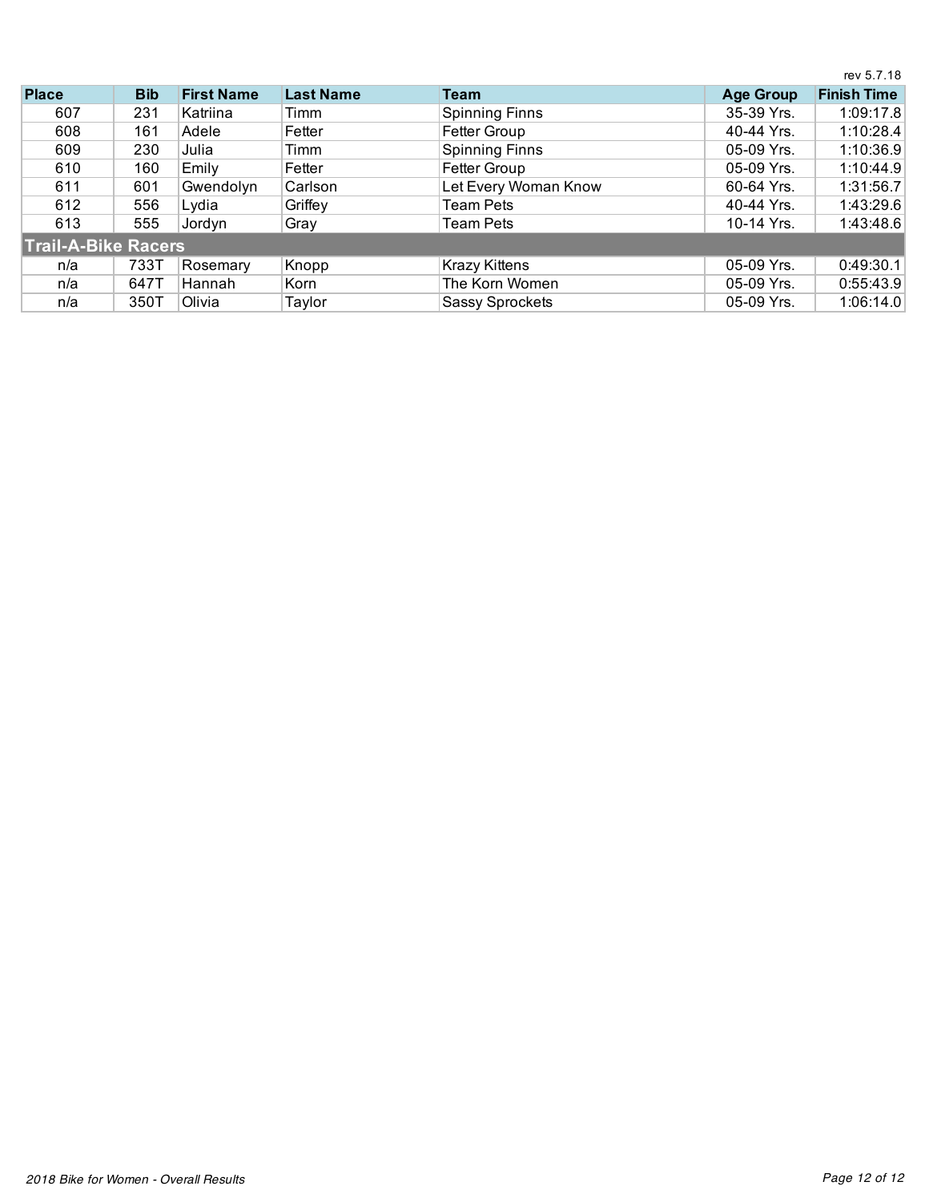rev 5.7.18

| Place | Bib | First Name | Last Name | Team | Age Group | Finish Time |
|---|---|---|---|---|---|---|
| 607 | 231 | Katriina | Timm | Spinning Finns | 35-39 Yrs. | 1:09:17.8 |
| 608 | 161 | Adele | Fetter | Fetter Group | 40-44 Yrs. | 1:10:28.4 |
| 609 | 230 | Julia | Timm | Spinning Finns | 05-09 Yrs. | 1:10:36.9 |
| 610 | 160 | Emily | Fetter | Fetter Group | 05-09 Yrs. | 1:10:44.9 |
| 611 | 601 | Gwendolyn | Carlson | Let Every Woman Know | 60-64 Yrs. | 1:31:56.7 |
| 612 | 556 | Lydia | Griffey | Team Pets | 40-44 Yrs. | 1:43:29.6 |
| 613 | 555 | Jordyn | Gray | Team Pets | 10-14 Yrs. | 1:43:48.6 |
| **Trail-A-Bike Racers** | | | | | | |
| n/a | 733T | Rosemary | Knopp | Krazy Kittens | 05-09 Yrs. | 0:49:30.1 |
| n/a | 647T | Hannah | Korn | The Korn Women | 05-09 Yrs. | 0:55:43.9 |
| n/a | 350T | Olivia | Taylor | Sassy Sprockets | 05-09 Yrs. | 1:06:14.0 |